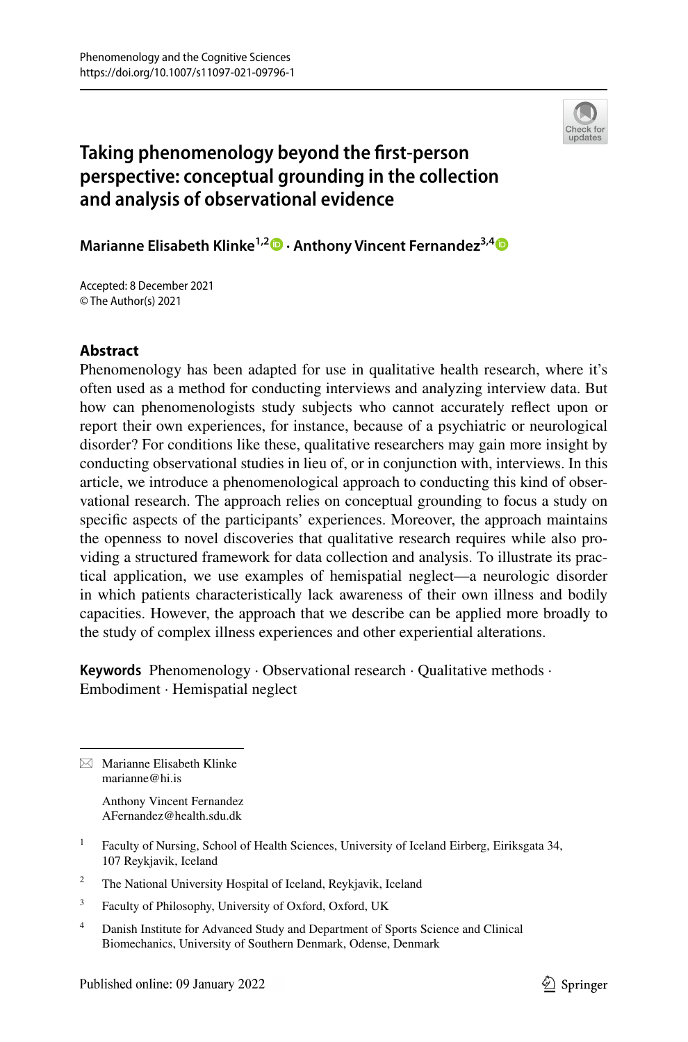# Taking phenomenology beyond the first-person perspective: conceptual grounding in the collection and analysis of observational evidence

**Marianne Elisabeth Klinke**[1,2] · **Anthony Vincent Fernandez**[3,4]

Accepted: 8 December 2021
© The Author(s) 2021

## Abstract

Phenomenology has been adapted for use in qualitative health research, where it's often used as a method for conducting interviews and analyzing interview data. But how can phenomenologists study subjects who cannot accurately reflect upon or report their own experiences, for instance, because of a psychiatric or neurological disorder? For conditions like these, qualitative researchers may gain more insight by conducting observational studies in lieu of, or in conjunction with, interviews. In this article, we introduce a phenomenological approach to conducting this kind of observational research. The approach relies on conceptual grounding to focus a study on specific aspects of the participants' experiences. Moreover, the approach maintains the openness to novel discoveries that qualitative research requires while also providing a structured framework for data collection and analysis. To illustrate its practical application, we use examples of hemispatial neglect—a neurologic disorder in which patients characteristically lack awareness of their own illness and bodily capacities. However, the approach that we describe can be applied more broadly to the study of complex illness experiences and other experiential alterations.

**Keywords** Phenomenology · Observational research · Qualitative methods · Embodiment · Hemispatial neglect

---

✉ Marianne Elisabeth Klinke
marianne@hi.is

Anthony Vincent Fernandez
AFernandez@health.sdu.dk

[1] Faculty of Nursing, School of Health Sciences, University of Iceland Eirberg, Eiriksgata 34, 107 Reykjavik, Iceland

[2] The National University Hospital of Iceland, Reykjavik, Iceland

[3] Faculty of Philosophy, University of Oxford, Oxford, UK

[4] Danish Institute for Advanced Study and Department of Sports Science and Clinical Biomechanics, University of Southern Denmark, Odense, Denmark

Published online: 09 January 2022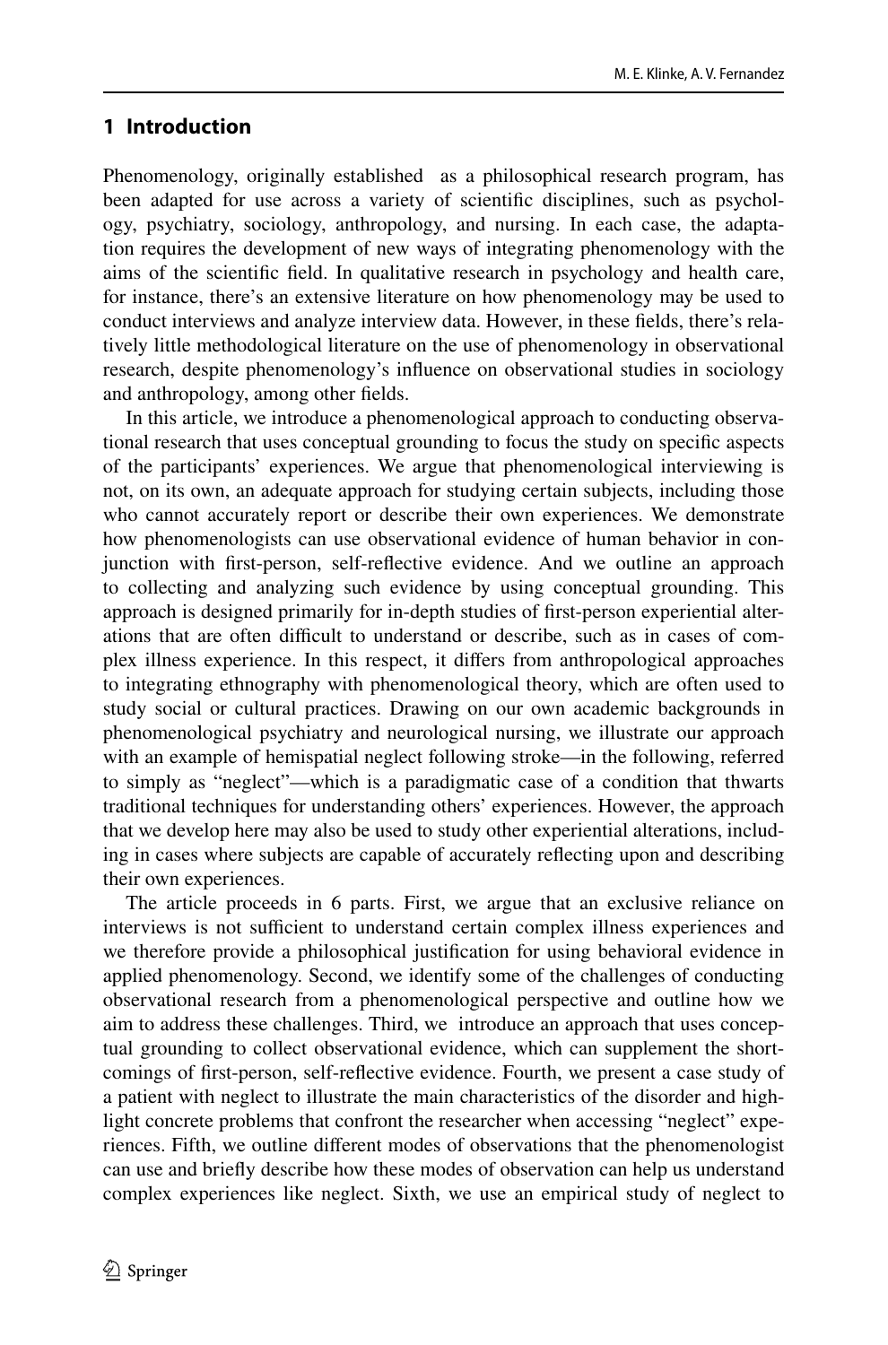## 1 Introduction

Phenomenology, originally established as a philosophical research program, has been adapted for use across a variety of scientific disciplines, such as psychology, psychiatry, sociology, anthropology, and nursing. In each case, the adaptation requires the development of new ways of integrating phenomenology with the aims of the scientific field. In qualitative research in psychology and health care, for instance, there's an extensive literature on how phenomenology may be used to conduct interviews and analyze interview data. However, in these fields, there's relatively little methodological literature on the use of phenomenology in observational research, despite phenomenology's influence on observational studies in sociology and anthropology, among other fields.

In this article, we introduce a phenomenological approach to conducting observational research that uses conceptual grounding to focus the study on specific aspects of the participants' experiences. We argue that phenomenological interviewing is not, on its own, an adequate approach for studying certain subjects, including those who cannot accurately report or describe their own experiences. We demonstrate how phenomenologists can use observational evidence of human behavior in conjunction with first-person, self-reflective evidence. And we outline an approach to collecting and analyzing such evidence by using conceptual grounding. This approach is designed primarily for in-depth studies of first-person experiential alterations that are often difficult to understand or describe, such as in cases of complex illness experience. In this respect, it differs from anthropological approaches to integrating ethnography with phenomenological theory, which are often used to study social or cultural practices. Drawing on our own academic backgrounds in phenomenological psychiatry and neurological nursing, we illustrate our approach with an example of hemispatial neglect following stroke—in the following, referred to simply as "neglect"—which is a paradigmatic case of a condition that thwarts traditional techniques for understanding others' experiences. However, the approach that we develop here may also be used to study other experiential alterations, including in cases where subjects are capable of accurately reflecting upon and describing their own experiences.

The article proceeds in 6 parts. First, we argue that an exclusive reliance on interviews is not sufficient to understand certain complex illness experiences and we therefore provide a philosophical justification for using behavioral evidence in applied phenomenology. Second, we identify some of the challenges of conducting observational research from a phenomenological perspective and outline how we aim to address these challenges. Third, we introduce an approach that uses conceptual grounding to collect observational evidence, which can supplement the shortcomings of first-person, self-reflective evidence. Fourth, we present a case study of a patient with neglect to illustrate the main characteristics of the disorder and highlight concrete problems that confront the researcher when accessing "neglect" experiences. Fifth, we outline different modes of observations that the phenomenologist can use and briefly describe how these modes of observation can help us understand complex experiences like neglect. Sixth, we use an empirical study of neglect to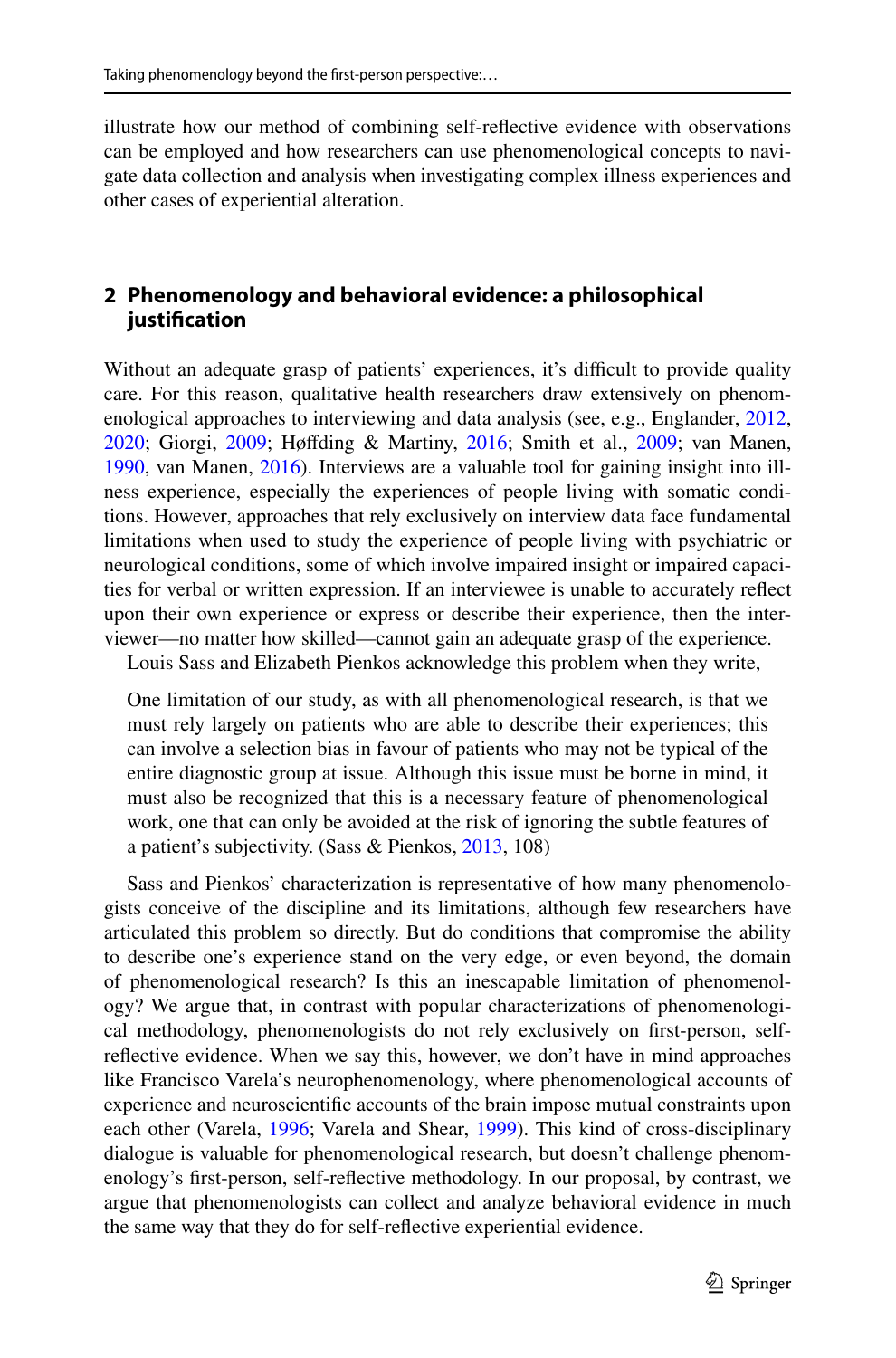illustrate how our method of combining self-reflective evidence with observations can be employed and how researchers can use phenomenological concepts to navigate data collection and analysis when investigating complex illness experiences and other cases of experiential alteration.

## 2 Phenomenology and behavioral evidence: a philosophical justification

Without an adequate grasp of patients' experiences, it's difficult to provide quality care. For this reason, qualitative health researchers draw extensively on phenomenological approaches to interviewing and data analysis (see, e.g., Englander, 2012, 2020; Giorgi, 2009; Høffding & Martiny, 2016; Smith et al., 2009; van Manen, 1990, van Manen, 2016). Interviews are a valuable tool for gaining insight into illness experience, especially the experiences of people living with somatic conditions. However, approaches that rely exclusively on interview data face fundamental limitations when used to study the experience of people living with psychiatric or neurological conditions, some of which involve impaired insight or impaired capacities for verbal or written expression. If an interviewee is unable to accurately reflect upon their own experience or express or describe their experience, then the interviewer—no matter how skilled—cannot gain an adequate grasp of the experience.

Louis Sass and Elizabeth Pienkos acknowledge this problem when they write,

> One limitation of our study, as with all phenomenological research, is that we must rely largely on patients who are able to describe their experiences; this can involve a selection bias in favour of patients who may not be typical of the entire diagnostic group at issue. Although this issue must be borne in mind, it must also be recognized that this is a necessary feature of phenomenological work, one that can only be avoided at the risk of ignoring the subtle features of a patient's subjectivity. (Sass & Pienkos, 2013, 108)

Sass and Pienkos' characterization is representative of how many phenomenologists conceive of the discipline and its limitations, although few researchers have articulated this problem so directly. But do conditions that compromise the ability to describe one's experience stand on the very edge, or even beyond, the domain of phenomenological research? Is this an inescapable limitation of phenomenology? We argue that, in contrast with popular characterizations of phenomenological methodology, phenomenologists do not rely exclusively on first-person, self-reflective evidence. When we say this, however, we don't have in mind approaches like Francisco Varela's neurophenomenology, where phenomenological accounts of experience and neuroscientific accounts of the brain impose mutual constraints upon each other (Varela, 1996; Varela and Shear, 1999). This kind of cross-disciplinary dialogue is valuable for phenomenological research, but doesn't challenge phenomenology's first-person, self-reflective methodology. In our proposal, by contrast, we argue that phenomenologists can collect and analyze behavioral evidence in much the same way that they do for self-reflective experiential evidence.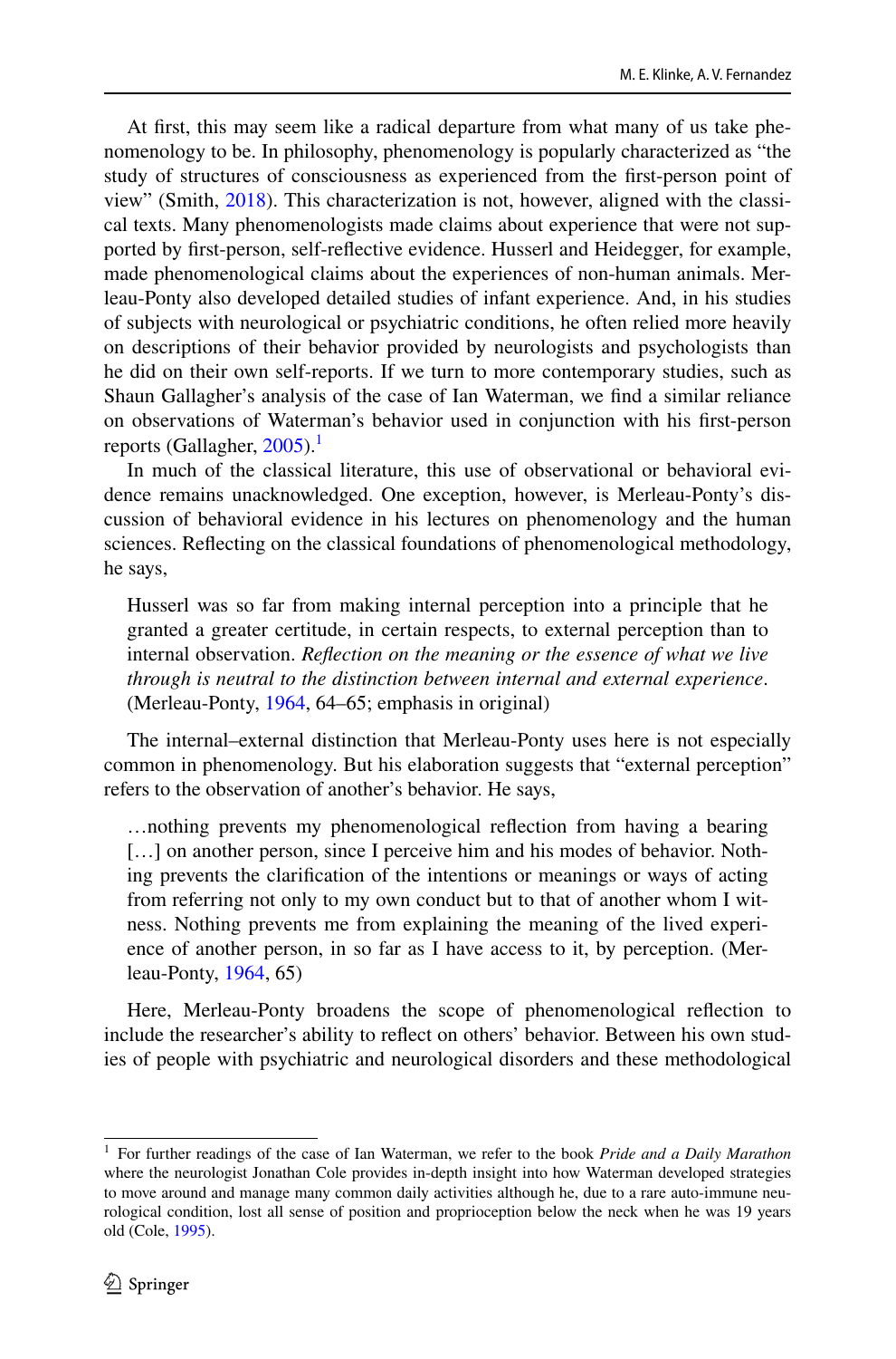At first, this may seem like a radical departure from what many of us take phenomenology to be. In philosophy, phenomenology is popularly characterized as "the study of structures of consciousness as experienced from the first-person point of view" (Smith, 2018). This characterization is not, however, aligned with the classical texts. Many phenomenologists made claims about experience that were not supported by first-person, self-reflective evidence. Husserl and Heidegger, for example, made phenomenological claims about the experiences of non-human animals. Merleau-Ponty also developed detailed studies of infant experience. And, in his studies of subjects with neurological or psychiatric conditions, he often relied more heavily on descriptions of their behavior provided by neurologists and psychologists than he did on their own self-reports. If we turn to more contemporary studies, such as Shaun Gallagher's analysis of the case of Ian Waterman, we find a similar reliance on observations of Waterman's behavior used in conjunction with his first-person reports (Gallagher, 2005).[1]

In much of the classical literature, this use of observational or behavioral evidence remains unacknowledged. One exception, however, is Merleau-Ponty's discussion of behavioral evidence in his lectures on phenomenology and the human sciences. Reflecting on the classical foundations of phenomenological methodology, he says,

> Husserl was so far from making internal perception into a principle that he granted a greater certitude, in certain respects, to external perception than to internal observation. *Reflection on the meaning or the essence of what we live through is neutral to the distinction between internal and external experience*. (Merleau-Ponty, 1964, 64–65; emphasis in original)

The internal–external distinction that Merleau-Ponty uses here is not especially common in phenomenology. But his elaboration suggests that "external perception" refers to the observation of another's behavior. He says,

> …nothing prevents my phenomenological reflection from having a bearing […] on another person, since I perceive him and his modes of behavior. Nothing prevents the clarification of the intentions or meanings or ways of acting from referring not only to my own conduct but to that of another whom I witness. Nothing prevents me from explaining the meaning of the lived experience of another person, in so far as I have access to it, by perception. (Merleau-Ponty, 1964, 65)

Here, Merleau-Ponty broadens the scope of phenomenological reflection to include the researcher's ability to reflect on others' behavior. Between his own studies of people with psychiatric and neurological disorders and these methodological

---

[1] For further readings of the case of Ian Waterman, we refer to the book *Pride and a Daily Marathon* where the neurologist Jonathan Cole provides in-depth insight into how Waterman developed strategies to move around and manage many common daily activities although he, due to a rare auto-immune neurological condition, lost all sense of position and proprioception below the neck when he was 19 years old (Cole, 1995).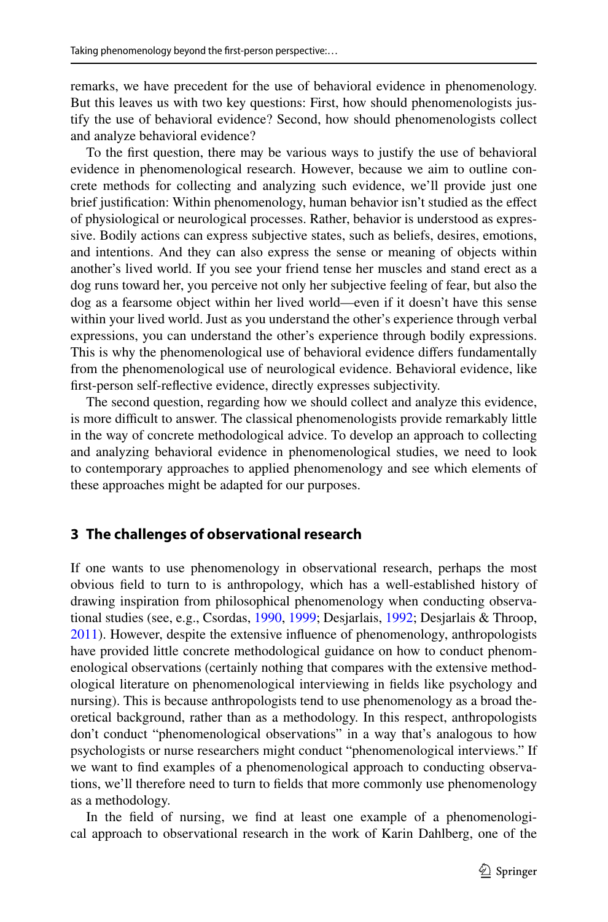remarks, we have precedent for the use of behavioral evidence in phenomenology. But this leaves us with two key questions: First, how should phenomenologists justify the use of behavioral evidence? Second, how should phenomenologists collect and analyze behavioral evidence?

To the first question, there may be various ways to justify the use of behavioral evidence in phenomenological research. However, because we aim to outline concrete methods for collecting and analyzing such evidence, we'll provide just one brief justification: Within phenomenology, human behavior isn't studied as the effect of physiological or neurological processes. Rather, behavior is understood as expressive. Bodily actions can express subjective states, such as beliefs, desires, emotions, and intentions. And they can also express the sense or meaning of objects within another's lived world. If you see your friend tense her muscles and stand erect as a dog runs toward her, you perceive not only her subjective feeling of fear, but also the dog as a fearsome object within her lived world—even if it doesn't have this sense within your lived world. Just as you understand the other's experience through verbal expressions, you can understand the other's experience through bodily expressions. This is why the phenomenological use of behavioral evidence differs fundamentally from the phenomenological use of neurological evidence. Behavioral evidence, like first-person self-reflective evidence, directly expresses subjectivity.

The second question, regarding how we should collect and analyze this evidence, is more difficult to answer. The classical phenomenologists provide remarkably little in the way of concrete methodological advice. To develop an approach to collecting and analyzing behavioral evidence in phenomenological studies, we need to look to contemporary approaches to applied phenomenology and see which elements of these approaches might be adapted for our purposes.

## 3 The challenges of observational research

If one wants to use phenomenology in observational research, perhaps the most obvious field to turn to is anthropology, which has a well-established history of drawing inspiration from philosophical phenomenology when conducting observational studies (see, e.g., Csordas, 1990, 1999; Desjarlais, 1992; Desjarlais & Throop, 2011). However, despite the extensive influence of phenomenology, anthropologists have provided little concrete methodological guidance on how to conduct phenomenological observations (certainly nothing that compares with the extensive methodological literature on phenomenological interviewing in fields like psychology and nursing). This is because anthropologists tend to use phenomenology as a broad theoretical background, rather than as a methodology. In this respect, anthropologists don't conduct "phenomenological observations" in a way that's analogous to how psychologists or nurse researchers might conduct "phenomenological interviews." If we want to find examples of a phenomenological approach to conducting observations, we'll therefore need to turn to fields that more commonly use phenomenology as a methodology.

In the field of nursing, we find at least one example of a phenomenological approach to observational research in the work of Karin Dahlberg, one of the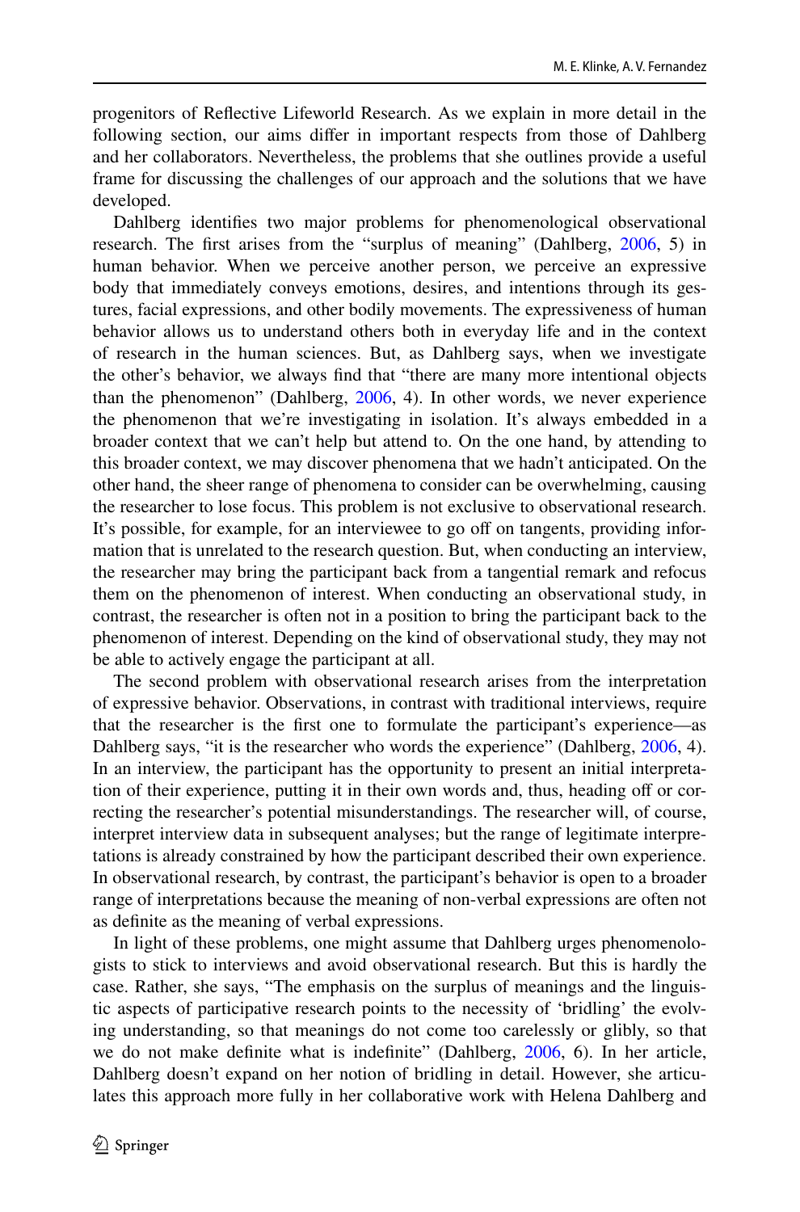progenitors of Reflective Lifeworld Research. As we explain in more detail in the following section, our aims differ in important respects from those of Dahlberg and her collaborators. Nevertheless, the problems that she outlines provide a useful frame for discussing the challenges of our approach and the solutions that we have developed.

Dahlberg identifies two major problems for phenomenological observational research. The first arises from the "surplus of meaning" (Dahlberg, 2006, 5) in human behavior. When we perceive another person, we perceive an expressive body that immediately conveys emotions, desires, and intentions through its gestures, facial expressions, and other bodily movements. The expressiveness of human behavior allows us to understand others both in everyday life and in the context of research in the human sciences. But, as Dahlberg says, when we investigate the other's behavior, we always find that "there are many more intentional objects than the phenomenon" (Dahlberg, 2006, 4). In other words, we never experience the phenomenon that we're investigating in isolation. It's always embedded in a broader context that we can't help but attend to. On the one hand, by attending to this broader context, we may discover phenomena that we hadn't anticipated. On the other hand, the sheer range of phenomena to consider can be overwhelming, causing the researcher to lose focus. This problem is not exclusive to observational research. It's possible, for example, for an interviewee to go off on tangents, providing information that is unrelated to the research question. But, when conducting an interview, the researcher may bring the participant back from a tangential remark and refocus them on the phenomenon of interest. When conducting an observational study, in contrast, the researcher is often not in a position to bring the participant back to the phenomenon of interest. Depending on the kind of observational study, they may not be able to actively engage the participant at all.

The second problem with observational research arises from the interpretation of expressive behavior. Observations, in contrast with traditional interviews, require that the researcher is the first one to formulate the participant's experience—as Dahlberg says, "it is the researcher who words the experience" (Dahlberg, 2006, 4). In an interview, the participant has the opportunity to present an initial interpretation of their experience, putting it in their own words and, thus, heading off or correcting the researcher's potential misunderstandings. The researcher will, of course, interpret interview data in subsequent analyses; but the range of legitimate interpretations is already constrained by how the participant described their own experience. In observational research, by contrast, the participant's behavior is open to a broader range of interpretations because the meaning of non-verbal expressions are often not as definite as the meaning of verbal expressions.

In light of these problems, one might assume that Dahlberg urges phenomenologists to stick to interviews and avoid observational research. But this is hardly the case. Rather, she says, "The emphasis on the surplus of meanings and the linguistic aspects of participative research points to the necessity of 'bridling' the evolving understanding, so that meanings do not come too carelessly or glibly, so that we do not make definite what is indefinite" (Dahlberg, 2006, 6). In her article, Dahlberg doesn't expand on her notion of bridling in detail. However, she articulates this approach more fully in her collaborative work with Helena Dahlberg and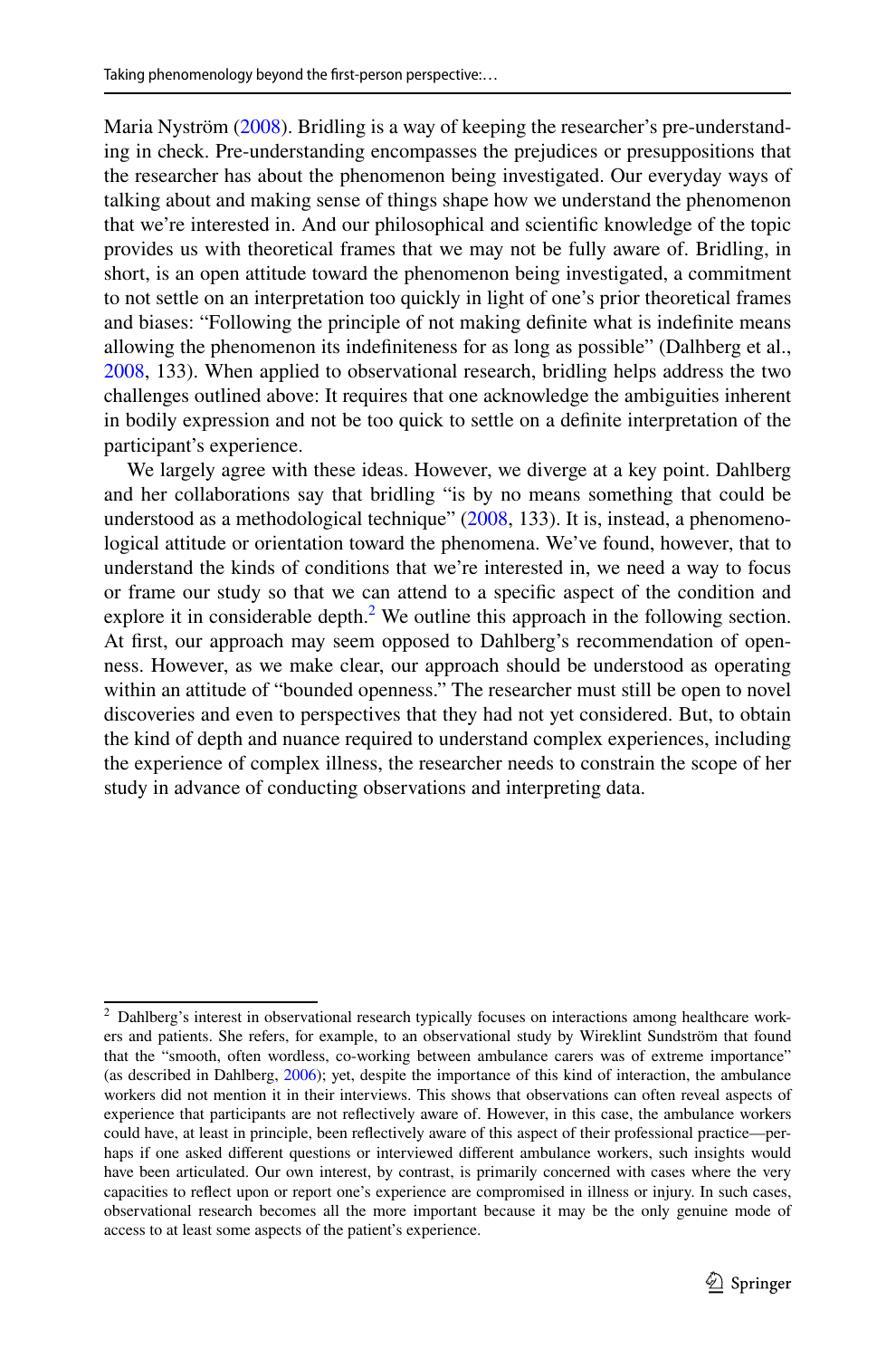Maria Nyström (2008). Bridling is a way of keeping the researcher's pre-understanding in check. Pre-understanding encompasses the prejudices or presuppositions that the researcher has about the phenomenon being investigated. Our everyday ways of talking about and making sense of things shape how we understand the phenomenon that we're interested in. And our philosophical and scientific knowledge of the topic provides us with theoretical frames that we may not be fully aware of. Bridling, in short, is an open attitude toward the phenomenon being investigated, a commitment to not settle on an interpretation too quickly in light of one's prior theoretical frames and biases: "Following the principle of not making definite what is indefinite means allowing the phenomenon its indefiniteness for as long as possible" (Dalhberg et al., 2008, 133). When applied to observational research, bridling helps address the two challenges outlined above: It requires that one acknowledge the ambiguities inherent in bodily expression and not be too quick to settle on a definite interpretation of the participant's experience.

We largely agree with these ideas. However, we diverge at a key point. Dahlberg and her collaborations say that bridling "is by no means something that could be understood as a methodological technique" (2008, 133). It is, instead, a phenomenological attitude or orientation toward the phenomena. We've found, however, that to understand the kinds of conditions that we're interested in, we need a way to focus or frame our study so that we can attend to a specific aspect of the condition and explore it in considerable depth.[2] We outline this approach in the following section. At first, our approach may seem opposed to Dahlberg's recommendation of openness. However, as we make clear, our approach should be understood as operating within an attitude of "bounded openness." The researcher must still be open to novel discoveries and even to perspectives that they had not yet considered. But, to obtain the kind of depth and nuance required to understand complex experiences, including the experience of complex illness, the researcher needs to constrain the scope of her study in advance of conducting observations and interpreting data.

---

[2] Dahlberg's interest in observational research typically focuses on interactions among healthcare workers and patients. She refers, for example, to an observational study by Wireklint Sundström that found that the "smooth, often wordless, co-working between ambulance carers was of extreme importance" (as described in Dahlberg, 2006); yet, despite the importance of this kind of interaction, the ambulance workers did not mention it in their interviews. This shows that observations can often reveal aspects of experience that participants are not reflectively aware of. However, in this case, the ambulance workers could have, at least in principle, been reflectively aware of this aspect of their professional practice—perhaps if one asked different questions or interviewed different ambulance workers, such insights would have been articulated. Our own interest, by contrast, is primarily concerned with cases where the very capacities to reflect upon or report one's experience are compromised in illness or injury. In such cases, observational research becomes all the more important because it may be the only genuine mode of access to at least some aspects of the patient's experience.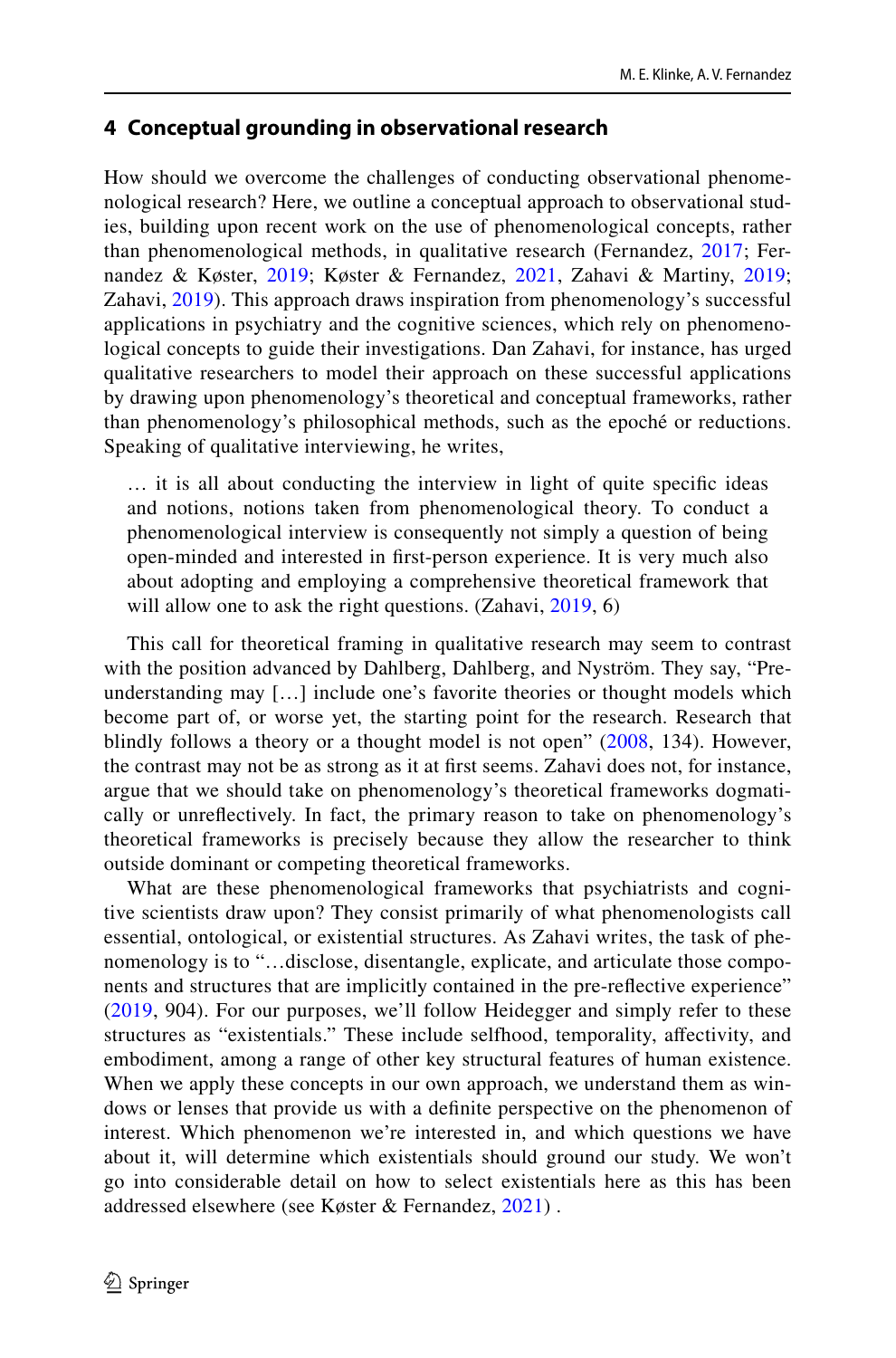## 4 Conceptual grounding in observational research

How should we overcome the challenges of conducting observational phenomenological research? Here, we outline a conceptual approach to observational studies, building upon recent work on the use of phenomenological concepts, rather than phenomenological methods, in qualitative research (Fernandez, 2017; Fernandez & Køster, 2019; Køster & Fernandez, 2021, Zahavi & Martiny, 2019; Zahavi, 2019). This approach draws inspiration from phenomenology's successful applications in psychiatry and the cognitive sciences, which rely on phenomenological concepts to guide their investigations. Dan Zahavi, for instance, has urged qualitative researchers to model their approach on these successful applications by drawing upon phenomenology's theoretical and conceptual frameworks, rather than phenomenology's philosophical methods, such as the epoché or reductions. Speaking of qualitative interviewing, he writes,

> … it is all about conducting the interview in light of quite specific ideas and notions, notions taken from phenomenological theory. To conduct a phenomenological interview is consequently not simply a question of being open-minded and interested in first-person experience. It is very much also about adopting and employing a comprehensive theoretical framework that will allow one to ask the right questions. (Zahavi, 2019, 6)

This call for theoretical framing in qualitative research may seem to contrast with the position advanced by Dahlberg, Dahlberg, and Nyström. They say, "Pre-understanding may […] include one's favorite theories or thought models which become part of, or worse yet, the starting point for the research. Research that blindly follows a theory or a thought model is not open" (2008, 134). However, the contrast may not be as strong as it at first seems. Zahavi does not, for instance, argue that we should take on phenomenology's theoretical frameworks dogmatically or unreflectively. In fact, the primary reason to take on phenomenology's theoretical frameworks is precisely because they allow the researcher to think outside dominant or competing theoretical frameworks.

What are these phenomenological frameworks that psychiatrists and cognitive scientists draw upon? They consist primarily of what phenomenologists call essential, ontological, or existential structures. As Zahavi writes, the task of phenomenology is to "…disclose, disentangle, explicate, and articulate those components and structures that are implicitly contained in the pre-reflective experience" (2019, 904). For our purposes, we'll follow Heidegger and simply refer to these structures as "existentials." These include selfhood, temporality, affectivity, and embodiment, among a range of other key structural features of human existence. When we apply these concepts in our own approach, we understand them as windows or lenses that provide us with a definite perspective on the phenomenon of interest. Which phenomenon we're interested in, and which questions we have about it, will determine which existentials should ground our study. We won't go into considerable detail on how to select existentials here as this has been addressed elsewhere (see Køster & Fernandez, 2021) .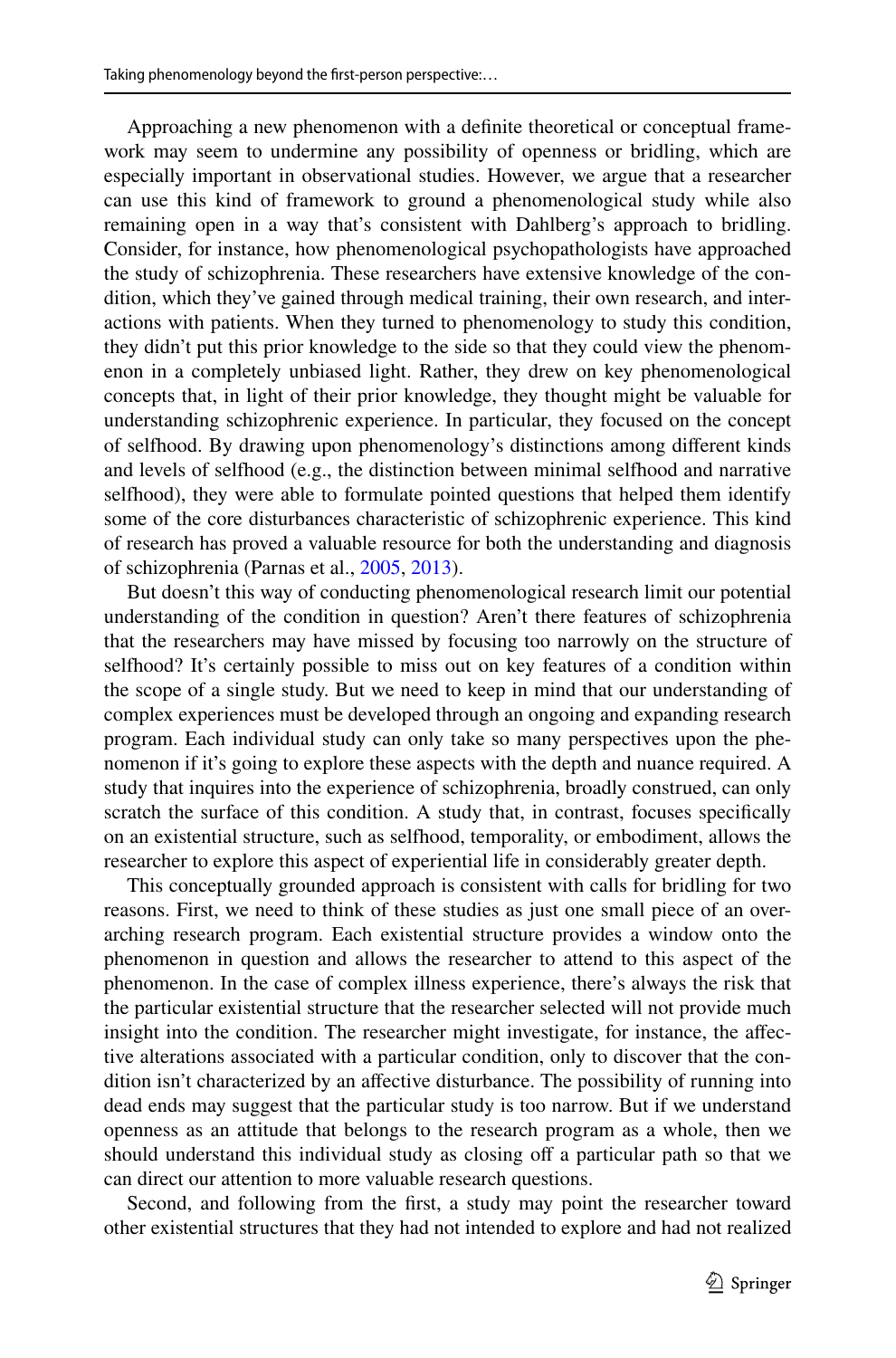Approaching a new phenomenon with a definite theoretical or conceptual framework may seem to undermine any possibility of openness or bridling, which are especially important in observational studies. However, we argue that a researcher can use this kind of framework to ground a phenomenological study while also remaining open in a way that's consistent with Dahlberg's approach to bridling. Consider, for instance, how phenomenological psychopathologists have approached the study of schizophrenia. These researchers have extensive knowledge of the condition, which they've gained through medical training, their own research, and interactions with patients. When they turned to phenomenology to study this condition, they didn't put this prior knowledge to the side so that they could view the phenomenon in a completely unbiased light. Rather, they drew on key phenomenological concepts that, in light of their prior knowledge, they thought might be valuable for understanding schizophrenic experience. In particular, they focused on the concept of selfhood. By drawing upon phenomenology's distinctions among different kinds and levels of selfhood (e.g., the distinction between minimal selfhood and narrative selfhood), they were able to formulate pointed questions that helped them identify some of the core disturbances characteristic of schizophrenic experience. This kind of research has proved a valuable resource for both the understanding and diagnosis of schizophrenia (Parnas et al., 2005, 2013).

But doesn't this way of conducting phenomenological research limit our potential understanding of the condition in question? Aren't there features of schizophrenia that the researchers may have missed by focusing too narrowly on the structure of selfhood? It's certainly possible to miss out on key features of a condition within the scope of a single study. But we need to keep in mind that our understanding of complex experiences must be developed through an ongoing and expanding research program. Each individual study can only take so many perspectives upon the phenomenon if it's going to explore these aspects with the depth and nuance required. A study that inquires into the experience of schizophrenia, broadly construed, can only scratch the surface of this condition. A study that, in contrast, focuses specifically on an existential structure, such as selfhood, temporality, or embodiment, allows the researcher to explore this aspect of experiential life in considerably greater depth.

This conceptually grounded approach is consistent with calls for bridling for two reasons. First, we need to think of these studies as just one small piece of an overarching research program. Each existential structure provides a window onto the phenomenon in question and allows the researcher to attend to this aspect of the phenomenon. In the case of complex illness experience, there's always the risk that the particular existential structure that the researcher selected will not provide much insight into the condition. The researcher might investigate, for instance, the affective alterations associated with a particular condition, only to discover that the condition isn't characterized by an affective disturbance. The possibility of running into dead ends may suggest that the particular study is too narrow. But if we understand openness as an attitude that belongs to the research program as a whole, then we should understand this individual study as closing off a particular path so that we can direct our attention to more valuable research questions.

Second, and following from the first, a study may point the researcher toward other existential structures that they had not intended to explore and had not realized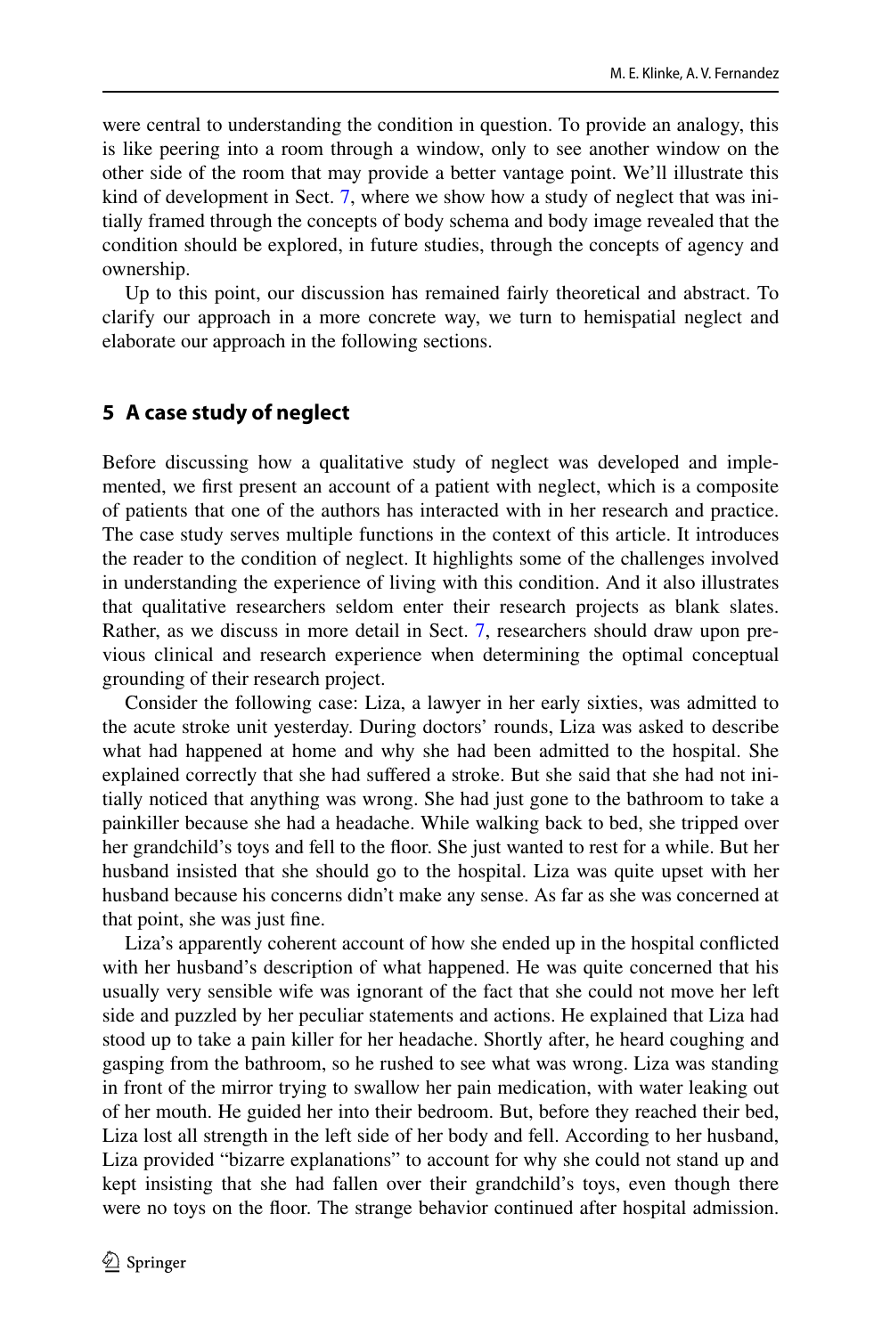were central to understanding the condition in question. To provide an analogy, this is like peering into a room through a window, only to see another window on the other side of the room that may provide a better vantage point. We'll illustrate this kind of development in Sect. 7, where we show how a study of neglect that was initially framed through the concepts of body schema and body image revealed that the condition should be explored, in future studies, through the concepts of agency and ownership.

Up to this point, our discussion has remained fairly theoretical and abstract. To clarify our approach in a more concrete way, we turn to hemispatial neglect and elaborate our approach in the following sections.

## 5 A case study of neglect

Before discussing how a qualitative study of neglect was developed and implemented, we first present an account of a patient with neglect, which is a composite of patients that one of the authors has interacted with in her research and practice. The case study serves multiple functions in the context of this article. It introduces the reader to the condition of neglect. It highlights some of the challenges involved in understanding the experience of living with this condition. And it also illustrates that qualitative researchers seldom enter their research projects as blank slates. Rather, as we discuss in more detail in Sect. 7, researchers should draw upon previous clinical and research experience when determining the optimal conceptual grounding of their research project.

Consider the following case: Liza, a lawyer in her early sixties, was admitted to the acute stroke unit yesterday. During doctors' rounds, Liza was asked to describe what had happened at home and why she had been admitted to the hospital. She explained correctly that she had suffered a stroke. But she said that she had not initially noticed that anything was wrong. She had just gone to the bathroom to take a painkiller because she had a headache. While walking back to bed, she tripped over her grandchild's toys and fell to the floor. She just wanted to rest for a while. But her husband insisted that she should go to the hospital. Liza was quite upset with her husband because his concerns didn't make any sense. As far as she was concerned at that point, she was just fine.

Liza's apparently coherent account of how she ended up in the hospital conflicted with her husband's description of what happened. He was quite concerned that his usually very sensible wife was ignorant of the fact that she could not move her left side and puzzled by her peculiar statements and actions. He explained that Liza had stood up to take a pain killer for her headache. Shortly after, he heard coughing and gasping from the bathroom, so he rushed to see what was wrong. Liza was standing in front of the mirror trying to swallow her pain medication, with water leaking out of her mouth. He guided her into their bedroom. But, before they reached their bed, Liza lost all strength in the left side of her body and fell. According to her husband, Liza provided "bizarre explanations" to account for why she could not stand up and kept insisting that she had fallen over their grandchild's toys, even though there were no toys on the floor. The strange behavior continued after hospital admission.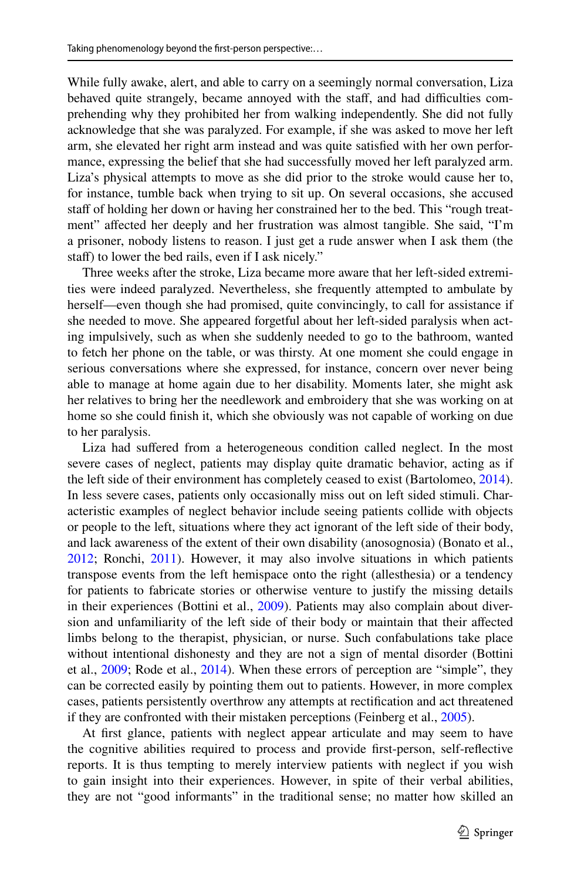While fully awake, alert, and able to carry on a seemingly normal conversation, Liza behaved quite strangely, became annoyed with the staff, and had difficulties comprehending why they prohibited her from walking independently. She did not fully acknowledge that she was paralyzed. For example, if she was asked to move her left arm, she elevated her right arm instead and was quite satisfied with her own performance, expressing the belief that she had successfully moved her left paralyzed arm. Liza's physical attempts to move as she did prior to the stroke would cause her to, for instance, tumble back when trying to sit up. On several occasions, she accused staff of holding her down or having her constrained her to the bed. This "rough treatment" affected her deeply and her frustration was almost tangible. She said, "I'm a prisoner, nobody listens to reason. I just get a rude answer when I ask them (the staff) to lower the bed rails, even if I ask nicely."

Three weeks after the stroke, Liza became more aware that her left-sided extremities were indeed paralyzed. Nevertheless, she frequently attempted to ambulate by herself—even though she had promised, quite convincingly, to call for assistance if she needed to move. She appeared forgetful about her left-sided paralysis when acting impulsively, such as when she suddenly needed to go to the bathroom, wanted to fetch her phone on the table, or was thirsty. At one moment she could engage in serious conversations where she expressed, for instance, concern over never being able to manage at home again due to her disability. Moments later, she might ask her relatives to bring her the needlework and embroidery that she was working on at home so she could finish it, which she obviously was not capable of working on due to her paralysis.

Liza had suffered from a heterogeneous condition called neglect. In the most severe cases of neglect, patients may display quite dramatic behavior, acting as if the left side of their environment has completely ceased to exist (Bartolomeo, 2014). In less severe cases, patients only occasionally miss out on left sided stimuli. Characteristic examples of neglect behavior include seeing patients collide with objects or people to the left, situations where they act ignorant of the left side of their body, and lack awareness of the extent of their own disability (anosognosia) (Bonato et al., 2012; Ronchi, 2011). However, it may also involve situations in which patients transpose events from the left hemispace onto the right (allesthesia) or a tendency for patients to fabricate stories or otherwise venture to justify the missing details in their experiences (Bottini et al., 2009). Patients may also complain about diversion and unfamiliarity of the left side of their body or maintain that their affected limbs belong to the therapist, physician, or nurse. Such confabulations take place without intentional dishonesty and they are not a sign of mental disorder (Bottini et al., 2009; Rode et al., 2014). When these errors of perception are "simple", they can be corrected easily by pointing them out to patients. However, in more complex cases, patients persistently overthrow any attempts at rectification and act threatened if they are confronted with their mistaken perceptions (Feinberg et al., 2005).

At first glance, patients with neglect appear articulate and may seem to have the cognitive abilities required to process and provide first-person, self-reflective reports. It is thus tempting to merely interview patients with neglect if you wish to gain insight into their experiences. However, in spite of their verbal abilities, they are not "good informants" in the traditional sense; no matter how skilled an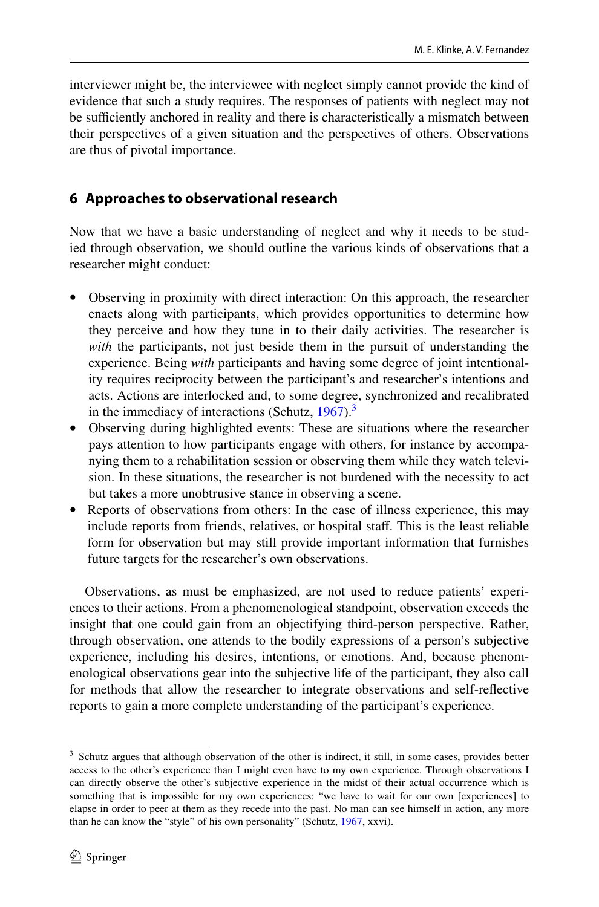interviewer might be, the interviewee with neglect simply cannot provide the kind of evidence that such a study requires. The responses of patients with neglect may not be sufficiently anchored in reality and there is characteristically a mismatch between their perspectives of a given situation and the perspectives of others. Observations are thus of pivotal importance.

## 6 Approaches to observational research

Now that we have a basic understanding of neglect and why it needs to be studied through observation, we should outline the various kinds of observations that a researcher might conduct:

- Observing in proximity with direct interaction: On this approach, the researcher enacts along with participants, which provides opportunities to determine how they perceive and how they tune in to their daily activities. The researcher is *with* the participants, not just beside them in the pursuit of understanding the experience. Being *with* participants and having some degree of joint intentionality requires reciprocity between the participant's and researcher's intentions and acts. Actions are interlocked and, to some degree, synchronized and recalibrated in the immediacy of interactions (Schutz, 1967).[3]
- Observing during highlighted events: These are situations where the researcher pays attention to how participants engage with others, for instance by accompanying them to a rehabilitation session or observing them while they watch television. In these situations, the researcher is not burdened with the necessity to act but takes a more unobtrusive stance in observing a scene.
- Reports of observations from others: In the case of illness experience, this may include reports from friends, relatives, or hospital staff. This is the least reliable form for observation but may still provide important information that furnishes future targets for the researcher's own observations.

Observations, as must be emphasized, are not used to reduce patients' experiences to their actions. From a phenomenological standpoint, observation exceeds the insight that one could gain from an objectifying third-person perspective. Rather, through observation, one attends to the bodily expressions of a person's subjective experience, including his desires, intentions, or emotions. And, because phenomenological observations gear into the subjective life of the participant, they also call for methods that allow the researcher to integrate observations and self-reflective reports to gain a more complete understanding of the participant's experience.

[3] Schutz argues that although observation of the other is indirect, it still, in some cases, provides better access to the other's experience than I might even have to my own experience. Through observations I can directly observe the other's subjective experience in the midst of their actual occurrence which is something that is impossible for my own experiences: "we have to wait for our own [experiences] to elapse in order to peer at them as they recede into the past. No man can see himself in action, any more than he can know the "style" of his own personality" (Schutz, 1967, xxvi).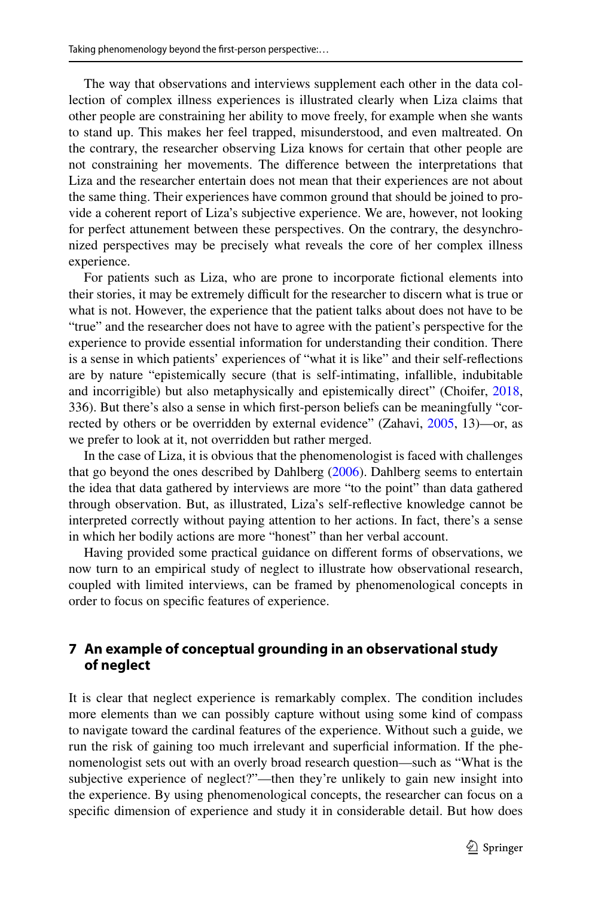The way that observations and interviews supplement each other in the data collection of complex illness experiences is illustrated clearly when Liza claims that other people are constraining her ability to move freely, for example when she wants to stand up. This makes her feel trapped, misunderstood, and even maltreated. On the contrary, the researcher observing Liza knows for certain that other people are not constraining her movements. The difference between the interpretations that Liza and the researcher entertain does not mean that their experiences are not about the same thing. Their experiences have common ground that should be joined to provide a coherent report of Liza's subjective experience. We are, however, not looking for perfect attunement between these perspectives. On the contrary, the desynchronized perspectives may be precisely what reveals the core of her complex illness experience.

For patients such as Liza, who are prone to incorporate fictional elements into their stories, it may be extremely difficult for the researcher to discern what is true or what is not. However, the experience that the patient talks about does not have to be "true" and the researcher does not have to agree with the patient's perspective for the experience to provide essential information for understanding their condition. There is a sense in which patients' experiences of "what it is like" and their self-reflections are by nature "epistemically secure (that is self-intimating, infallible, indubitable and incorrigible) but also metaphysically and epistemically direct" (Choifer, 2018, 336). But there's also a sense in which first-person beliefs can be meaningfully "corrected by others or be overridden by external evidence" (Zahavi, 2005, 13)—or, as we prefer to look at it, not overridden but rather merged.

In the case of Liza, it is obvious that the phenomenologist is faced with challenges that go beyond the ones described by Dahlberg (2006). Dahlberg seems to entertain the idea that data gathered by interviews are more "to the point" than data gathered through observation. But, as illustrated, Liza's self-reflective knowledge cannot be interpreted correctly without paying attention to her actions. In fact, there's a sense in which her bodily actions are more "honest" than her verbal account.

Having provided some practical guidance on different forms of observations, we now turn to an empirical study of neglect to illustrate how observational research, coupled with limited interviews, can be framed by phenomenological concepts in order to focus on specific features of experience.

## 7 An example of conceptual grounding in an observational study of neglect

It is clear that neglect experience is remarkably complex. The condition includes more elements than we can possibly capture without using some kind of compass to navigate toward the cardinal features of the experience. Without such a guide, we run the risk of gaining too much irrelevant and superficial information. If the phenomenologist sets out with an overly broad research question—such as "What is the subjective experience of neglect?"—then they're unlikely to gain new insight into the experience. By using phenomenological concepts, the researcher can focus on a specific dimension of experience and study it in considerable detail. But how does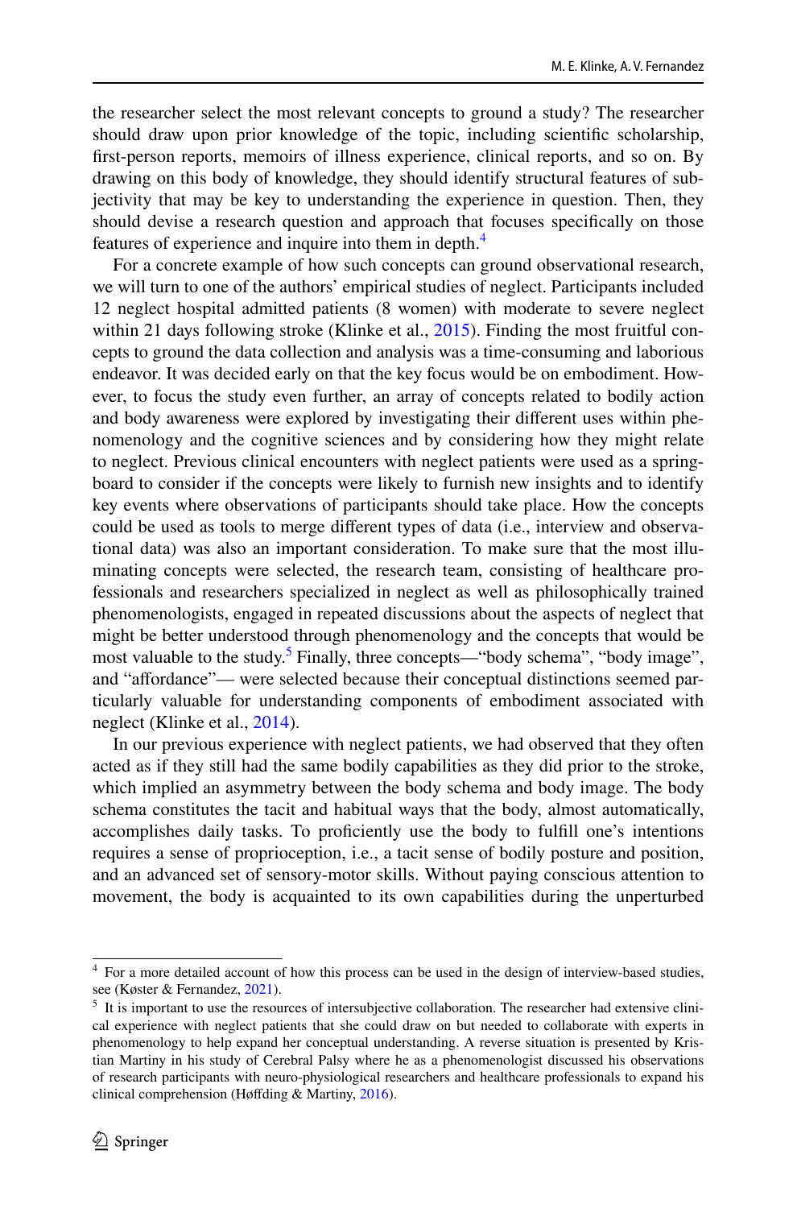the researcher select the most relevant concepts to ground a study? The researcher should draw upon prior knowledge of the topic, including scientific scholarship, first-person reports, memoirs of illness experience, clinical reports, and so on. By drawing on this body of knowledge, they should identify structural features of subjectivity that may be key to understanding the experience in question. Then, they should devise a research question and approach that focuses specifically on those features of experience and inquire into them in depth.[4]

For a concrete example of how such concepts can ground observational research, we will turn to one of the authors' empirical studies of neglect. Participants included 12 neglect hospital admitted patients (8 women) with moderate to severe neglect within 21 days following stroke (Klinke et al., 2015). Finding the most fruitful concepts to ground the data collection and analysis was a time-consuming and laborious endeavor. It was decided early on that the key focus would be on embodiment. However, to focus the study even further, an array of concepts related to bodily action and body awareness were explored by investigating their different uses within phenomenology and the cognitive sciences and by considering how they might relate to neglect. Previous clinical encounters with neglect patients were used as a springboard to consider if the concepts were likely to furnish new insights and to identify key events where observations of participants should take place. How the concepts could be used as tools to merge different types of data (i.e., interview and observational data) was also an important consideration. To make sure that the most illuminating concepts were selected, the research team, consisting of healthcare professionals and researchers specialized in neglect as well as philosophically trained phenomenologists, engaged in repeated discussions about the aspects of neglect that might be better understood through phenomenology and the concepts that would be most valuable to the study.[5] Finally, three concepts—"body schema", "body image", and "affordance"— were selected because their conceptual distinctions seemed particularly valuable for understanding components of embodiment associated with neglect (Klinke et al., 2014).

In our previous experience with neglect patients, we had observed that they often acted as if they still had the same bodily capabilities as they did prior to the stroke, which implied an asymmetry between the body schema and body image. The body schema constitutes the tacit and habitual ways that the body, almost automatically, accomplishes daily tasks. To proficiently use the body to fulfill one's intentions requires a sense of proprioception, i.e., a tacit sense of bodily posture and position, and an advanced set of sensory-motor skills. Without paying conscious attention to movement, the body is acquainted to its own capabilities during the unperturbed

---

[4] For a more detailed account of how this process can be used in the design of interview-based studies, see (Køster & Fernandez, 2021).

[5] It is important to use the resources of intersubjective collaboration. The researcher had extensive clinical experience with neglect patients that she could draw on but needed to collaborate with experts in phenomenology to help expand her conceptual understanding. A reverse situation is presented by Kristian Martiny in his study of Cerebral Palsy where he as a phenomenologist discussed his observations of research participants with neuro-physiological researchers and healthcare professionals to expand his clinical comprehension (Høffding & Martiny, 2016).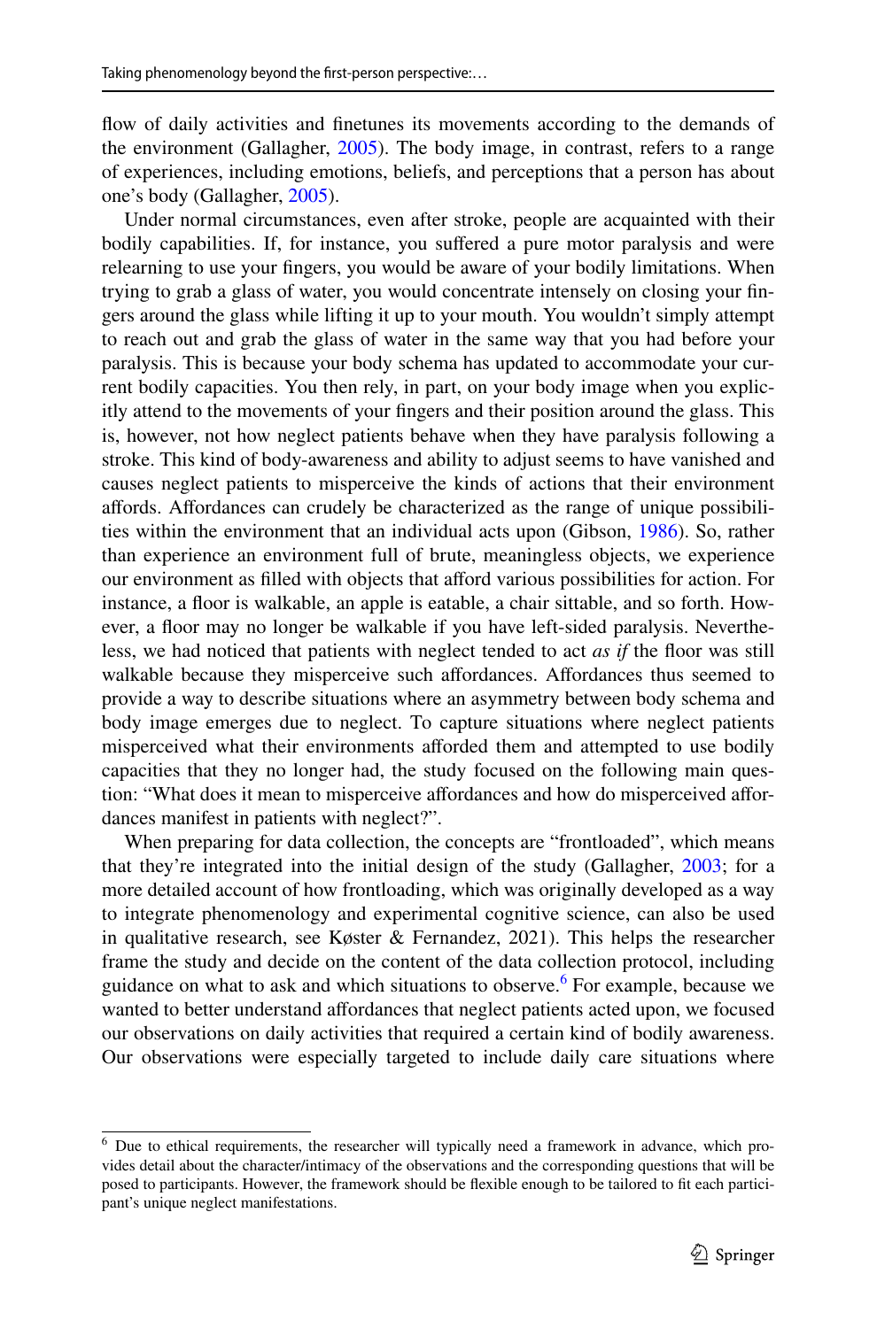flow of daily activities and finetunes its movements according to the demands of the environment (Gallagher, 2005). The body image, in contrast, refers to a range of experiences, including emotions, beliefs, and perceptions that a person has about one's body (Gallagher, 2005).

Under normal circumstances, even after stroke, people are acquainted with their bodily capabilities. If, for instance, you suffered a pure motor paralysis and were relearning to use your fingers, you would be aware of your bodily limitations. When trying to grab a glass of water, you would concentrate intensely on closing your fingers around the glass while lifting it up to your mouth. You wouldn't simply attempt to reach out and grab the glass of water in the same way that you had before your paralysis. This is because your body schema has updated to accommodate your current bodily capacities. You then rely, in part, on your body image when you explicitly attend to the movements of your fingers and their position around the glass. This is, however, not how neglect patients behave when they have paralysis following a stroke. This kind of body-awareness and ability to adjust seems to have vanished and causes neglect patients to misperceive the kinds of actions that their environment affords. Affordances can crudely be characterized as the range of unique possibilities within the environment that an individual acts upon (Gibson, 1986). So, rather than experience an environment full of brute, meaningless objects, we experience our environment as filled with objects that afford various possibilities for action. For instance, a floor is walkable, an apple is eatable, a chair sittable, and so forth. However, a floor may no longer be walkable if you have left-sided paralysis. Nevertheless, we had noticed that patients with neglect tended to act *as if* the floor was still walkable because they misperceive such affordances. Affordances thus seemed to provide a way to describe situations where an asymmetry between body schema and body image emerges due to neglect. To capture situations where neglect patients misperceived what their environments afforded them and attempted to use bodily capacities that they no longer had, the study focused on the following main question: "What does it mean to misperceive affordances and how do misperceived affordances manifest in patients with neglect?".

When preparing for data collection, the concepts are "frontloaded", which means that they're integrated into the initial design of the study (Gallagher, 2003; for a more detailed account of how frontloading, which was originally developed as a way to integrate phenomenology and experimental cognitive science, can also be used in qualitative research, see Køster & Fernandez, 2021). This helps the researcher frame the study and decide on the content of the data collection protocol, including guidance on what to ask and which situations to observe.[6] For example, because we wanted to better understand affordances that neglect patients acted upon, we focused our observations on daily activities that required a certain kind of bodily awareness. Our observations were especially targeted to include daily care situations where

[6] Due to ethical requirements, the researcher will typically need a framework in advance, which provides detail about the character/intimacy of the observations and the corresponding questions that will be posed to participants. However, the framework should be flexible enough to be tailored to fit each participant's unique neglect manifestations.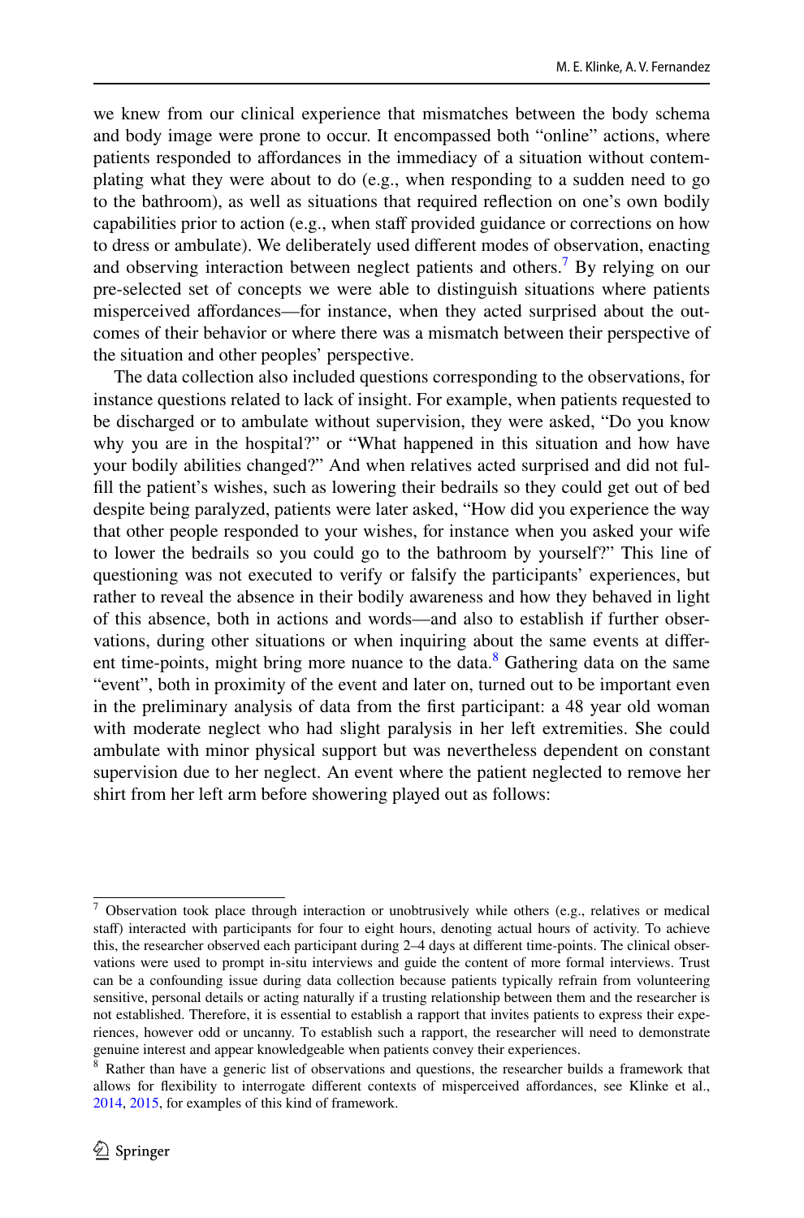we knew from our clinical experience that mismatches between the body schema and body image were prone to occur. It encompassed both "online" actions, where patients responded to affordances in the immediacy of a situation without contemplating what they were about to do (e.g., when responding to a sudden need to go to the bathroom), as well as situations that required reflection on one's own bodily capabilities prior to action (e.g., when staff provided guidance or corrections on how to dress or ambulate). We deliberately used different modes of observation, enacting and observing interaction between neglect patients and others.[7] By relying on our pre-selected set of concepts we were able to distinguish situations where patients misperceived affordances—for instance, when they acted surprised about the outcomes of their behavior or where there was a mismatch between their perspective of the situation and other peoples' perspective.

The data collection also included questions corresponding to the observations, for instance questions related to lack of insight. For example, when patients requested to be discharged or to ambulate without supervision, they were asked, "Do you know why you are in the hospital?" or "What happened in this situation and how have your bodily abilities changed?" And when relatives acted surprised and did not fulfill the patient's wishes, such as lowering their bedrails so they could get out of bed despite being paralyzed, patients were later asked, "How did you experience the way that other people responded to your wishes, for instance when you asked your wife to lower the bedrails so you could go to the bathroom by yourself?" This line of questioning was not executed to verify or falsify the participants' experiences, but rather to reveal the absence in their bodily awareness and how they behaved in light of this absence, both in actions and words—and also to establish if further observations, during other situations or when inquiring about the same events at different time-points, might bring more nuance to the data.[8] Gathering data on the same "event", both in proximity of the event and later on, turned out to be important even in the preliminary analysis of data from the first participant: a 48 year old woman with moderate neglect who had slight paralysis in her left extremities. She could ambulate with minor physical support but was nevertheless dependent on constant supervision due to her neglect. An event where the patient neglected to remove her shirt from her left arm before showering played out as follows:

---

[7] Observation took place through interaction or unobtrusively while others (e.g., relatives or medical staff) interacted with participants for four to eight hours, denoting actual hours of activity. To achieve this, the researcher observed each participant during 2–4 days at different time-points. The clinical observations were used to prompt in-situ interviews and guide the content of more formal interviews. Trust can be a confounding issue during data collection because patients typically refrain from volunteering sensitive, personal details or acting naturally if a trusting relationship between them and the researcher is not established. Therefore, it is essential to establish a rapport that invites patients to express their experiences, however odd or uncanny. To establish such a rapport, the researcher will need to demonstrate genuine interest and appear knowledgeable when patients convey their experiences.

[8] Rather than have a generic list of observations and questions, the researcher builds a framework that allows for flexibility to interrogate different contexts of misperceived affordances, see Klinke et al., 2014, 2015, for examples of this kind of framework.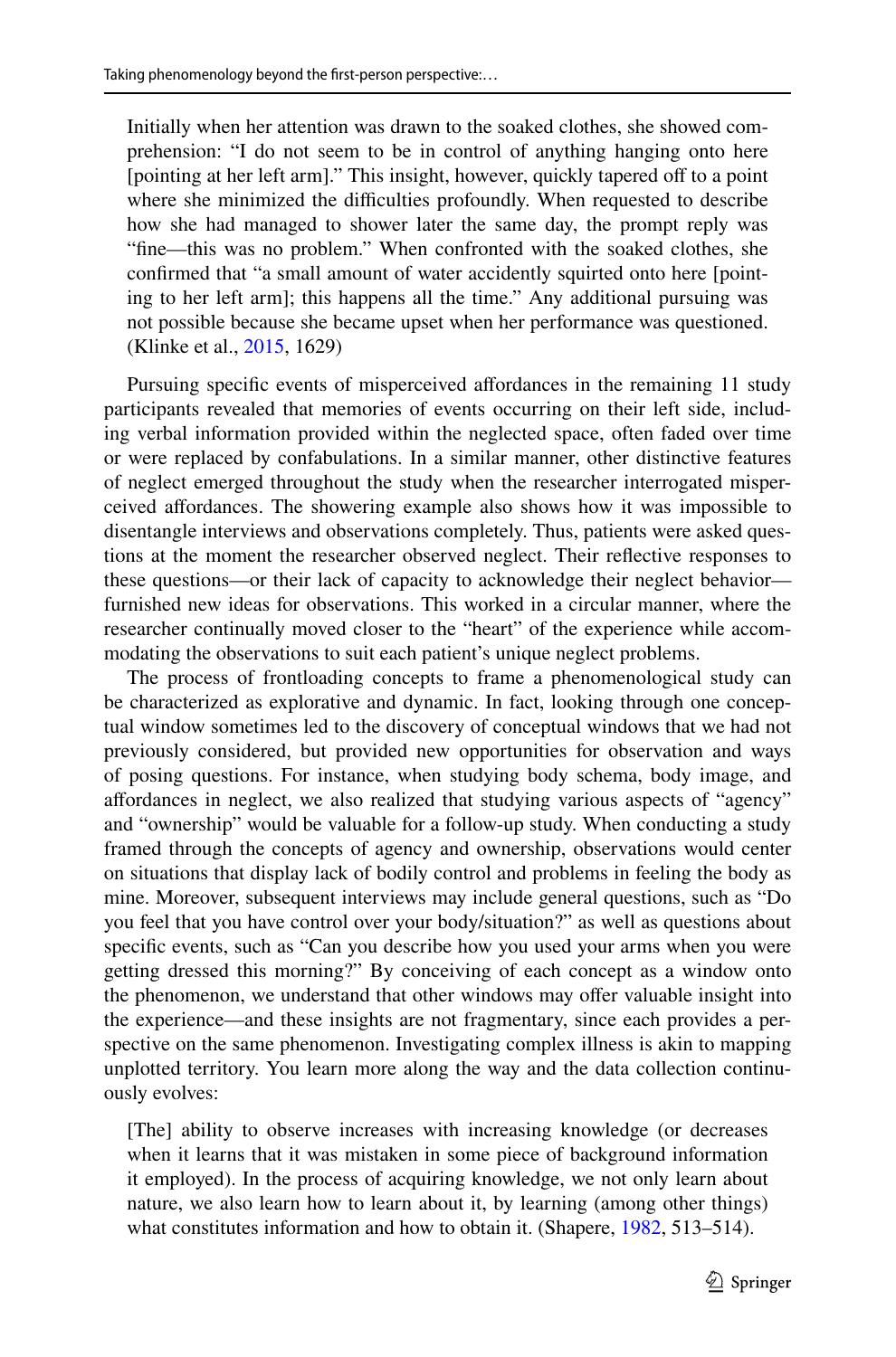> Initially when her attention was drawn to the soaked clothes, she showed comprehension: "I do not seem to be in control of anything hanging onto here [pointing at her left arm]." This insight, however, quickly tapered off to a point where she minimized the difficulties profoundly. When requested to describe how she had managed to shower later the same day, the prompt reply was "fine—this was no problem." When confronted with the soaked clothes, she confirmed that "a small amount of water accidently squirted onto here [pointing to her left arm]; this happens all the time." Any additional pursuing was not possible because she became upset when her performance was questioned. (Klinke et al., 2015, 1629)

Pursuing specific events of misperceived affordances in the remaining 11 study participants revealed that memories of events occurring on their left side, including verbal information provided within the neglected space, often faded over time or were replaced by confabulations. In a similar manner, other distinctive features of neglect emerged throughout the study when the researcher interrogated misperceived affordances. The showering example also shows how it was impossible to disentangle interviews and observations completely. Thus, patients were asked questions at the moment the researcher observed neglect. Their reflective responses to these questions—or their lack of capacity to acknowledge their neglect behavior—furnished new ideas for observations. This worked in a circular manner, where the researcher continually moved closer to the "heart" of the experience while accommodating the observations to suit each patient's unique neglect problems.

The process of frontloading concepts to frame a phenomenological study can be characterized as explorative and dynamic. In fact, looking through one conceptual window sometimes led to the discovery of conceptual windows that we had not previously considered, but provided new opportunities for observation and ways of posing questions. For instance, when studying body schema, body image, and affordances in neglect, we also realized that studying various aspects of "agency" and "ownership" would be valuable for a follow-up study. When conducting a study framed through the concepts of agency and ownership, observations would center on situations that display lack of bodily control and problems in feeling the body as mine. Moreover, subsequent interviews may include general questions, such as "Do you feel that you have control over your body/situation?" as well as questions about specific events, such as "Can you describe how you used your arms when you were getting dressed this morning?" By conceiving of each concept as a window onto the phenomenon, we understand that other windows may offer valuable insight into the experience—and these insights are not fragmentary, since each provides a perspective on the same phenomenon. Investigating complex illness is akin to mapping unplotted territory. You learn more along the way and the data collection continuously evolves:

> [The] ability to observe increases with increasing knowledge (or decreases when it learns that it was mistaken in some piece of background information it employed). In the process of acquiring knowledge, we not only learn about nature, we also learn how to learn about it, by learning (among other things) what constitutes information and how to obtain it. (Shapere, 1982, 513–514).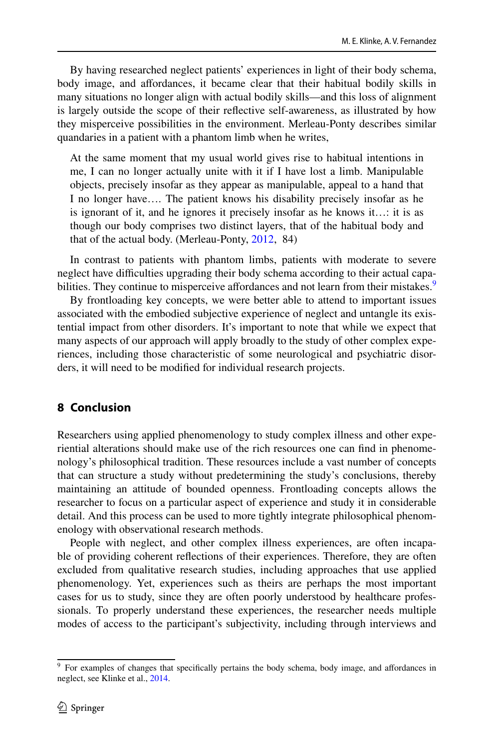By having researched neglect patients' experiences in light of their body schema, body image, and affordances, it became clear that their habitual bodily skills in many situations no longer align with actual bodily skills—and this loss of alignment is largely outside the scope of their reflective self-awareness, as illustrated by how they misperceive possibilities in the environment. Merleau-Ponty describes similar quandaries in a patient with a phantom limb when he writes,

> At the same moment that my usual world gives rise to habitual intentions in me, I can no longer actually unite with it if I have lost a limb. Manipulable objects, precisely insofar as they appear as manipulable, appeal to a hand that I no longer have…. The patient knows his disability precisely insofar as he is ignorant of it, and he ignores it precisely insofar as he knows it…: it is as though our body comprises two distinct layers, that of the habitual body and that of the actual body. (Merleau-Ponty, 2012, 84)

In contrast to patients with phantom limbs, patients with moderate to severe neglect have difficulties upgrading their body schema according to their actual capabilities. They continue to misperceive affordances and not learn from their mistakes.[9]

By frontloading key concepts, we were better able to attend to important issues associated with the embodied subjective experience of neglect and untangle its existential impact from other disorders. It's important to note that while we expect that many aspects of our approach will apply broadly to the study of other complex experiences, including those characteristic of some neurological and psychiatric disorders, it will need to be modified for individual research projects.

## 8 Conclusion

Researchers using applied phenomenology to study complex illness and other experiential alterations should make use of the rich resources one can find in phenomenology's philosophical tradition. These resources include a vast number of concepts that can structure a study without predetermining the study's conclusions, thereby maintaining an attitude of bounded openness. Frontloading concepts allows the researcher to focus on a particular aspect of experience and study it in considerable detail. And this process can be used to more tightly integrate philosophical phenomenology with observational research methods.

People with neglect, and other complex illness experiences, are often incapable of providing coherent reflections of their experiences. Therefore, they are often excluded from qualitative research studies, including approaches that use applied phenomenology. Yet, experiences such as theirs are perhaps the most important cases for us to study, since they are often poorly understood by healthcare professionals. To properly understand these experiences, the researcher needs multiple modes of access to the participant's subjectivity, including through interviews and

---

[9] For examples of changes that specifically pertains the body schema, body image, and affordances in neglect, see Klinke et al., 2014.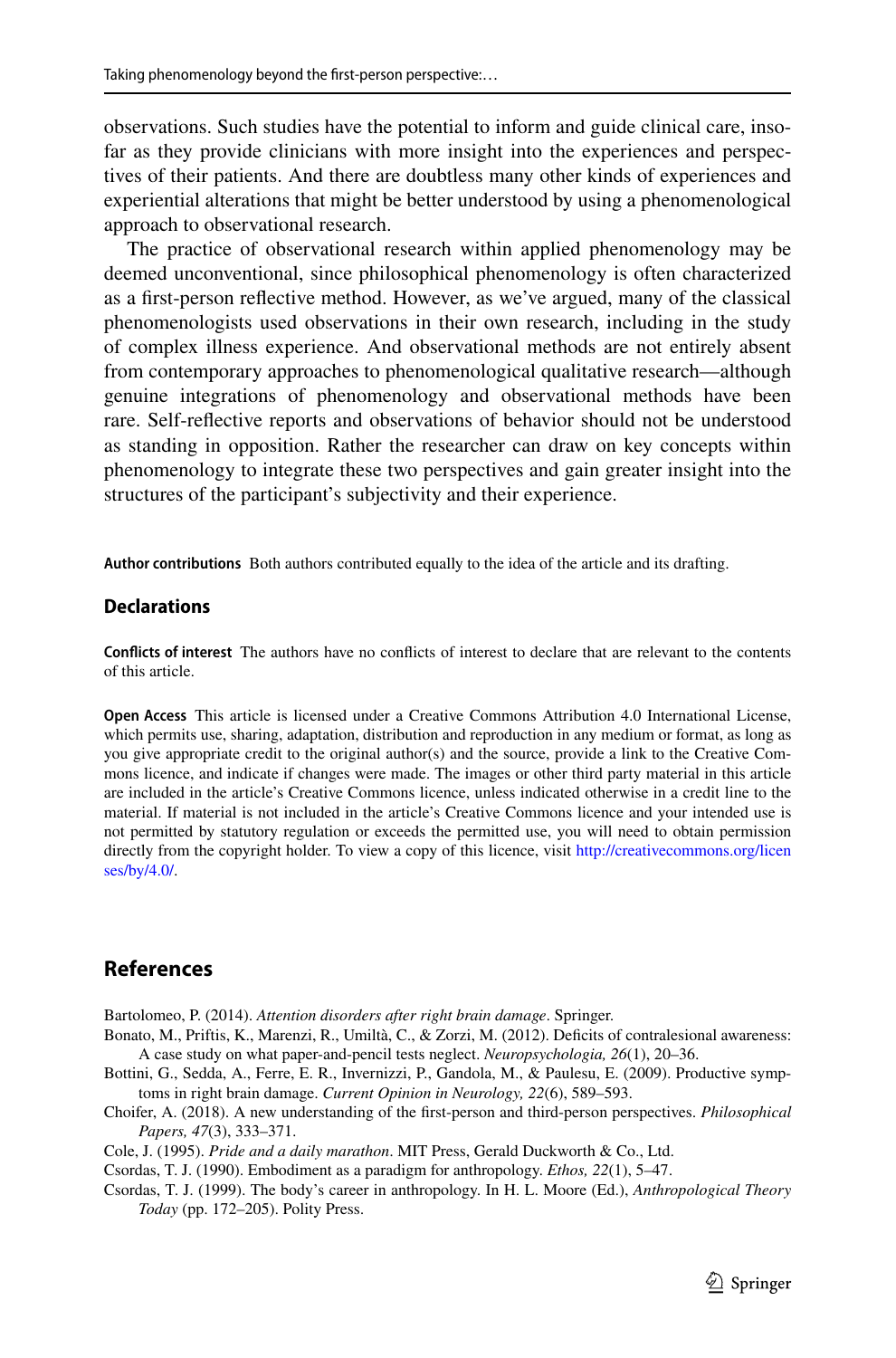observations. Such studies have the potential to inform and guide clinical care, insofar as they provide clinicians with more insight into the experiences and perspectives of their patients. And there are doubtless many other kinds of experiences and experiential alterations that might be better understood by using a phenomenological approach to observational research.

The practice of observational research within applied phenomenology may be deemed unconventional, since philosophical phenomenology is often characterized as a first-person reflective method. However, as we've argued, many of the classical phenomenologists used observations in their own research, including in the study of complex illness experience. And observational methods are not entirely absent from contemporary approaches to phenomenological qualitative research—although genuine integrations of phenomenology and observational methods have been rare. Self-reflective reports and observations of behavior should not be understood as standing in opposition. Rather the researcher can draw on key concepts within phenomenology to integrate these two perspectives and gain greater insight into the structures of the participant's subjectivity and their experience.

**Author contributions** Both authors contributed equally to the idea of the article and its drafting.

## Declarations

**Conflicts of interest** The authors have no conflicts of interest to declare that are relevant to the contents of this article.

**Open Access** This article is licensed under a Creative Commons Attribution 4.0 International License, which permits use, sharing, adaptation, distribution and reproduction in any medium or format, as long as you give appropriate credit to the original author(s) and the source, provide a link to the Creative Commons licence, and indicate if changes were made. The images or other third party material in this article are included in the article's Creative Commons licence, unless indicated otherwise in a credit line to the material. If material is not included in the article's Creative Commons licence and your intended use is not permitted by statutory regulation or exceeds the permitted use, you will need to obtain permission directly from the copyright holder. To view a copy of this licence, visit http://creativecommons.org/licenses/by/4.0/.

## References

Bartolomeo, P. (2014). *Attention disorders after right brain damage*. Springer.

Bonato, M., Priftis, K., Marenzi, R., Umiltà, C., & Zorzi, M. (2012). Deficits of contralesional awareness: A case study on what paper-and-pencil tests neglect. *Neuropsychologia, 26*(1), 20–36.

Bottini, G., Sedda, A., Ferre, E. R., Invernizzi, P., Gandola, M., & Paulesu, E. (2009). Productive symptoms in right brain damage. *Current Opinion in Neurology, 22*(6), 589–593.

Choifer, A. (2018). A new understanding of the first-person and third-person perspectives. *Philosophical Papers, 47*(3), 333–371.

Cole, J. (1995). *Pride and a daily marathon*. MIT Press, Gerald Duckworth & Co., Ltd.

Csordas, T. J. (1990). Embodiment as a paradigm for anthropology. *Ethos, 22*(1), 5–47.

Csordas, T. J. (1999). The body's career in anthropology. In H. L. Moore (Ed.), *Anthropological Theory Today* (pp. 172–205). Polity Press.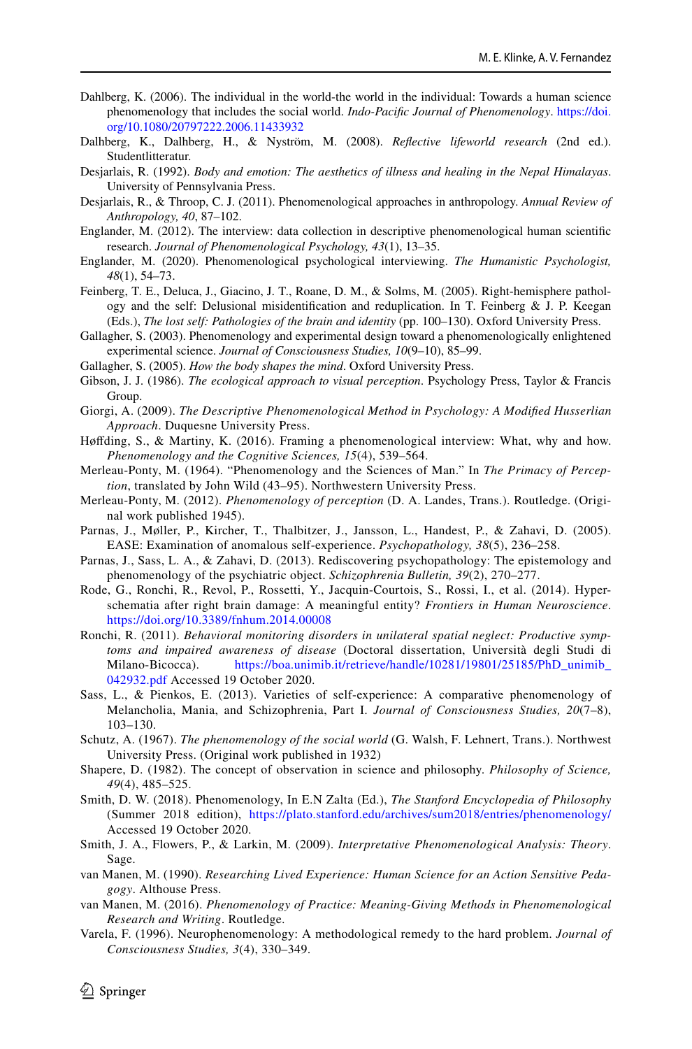Dahlberg, K. (2006). The individual in the world-the world in the individual: Towards a human science phenomenology that includes the social world. *Indo-Pacific Journal of Phenomenology*. https://doi.org/10.1080/20797222.2006.11433932

Dahlberg, K., Dalhberg, H., & Nyström, M. (2008). *Reflective lifeworld research* (2nd ed.). Studentlitteratur.

Desjarlais, R. (1992). *Body and emotion: The aesthetics of illness and healing in the Nepal Himalayas*. University of Pennsylvania Press.

Desjarlais, R., & Throop, C. J. (2011). Phenomenological approaches in anthropology. *Annual Review of Anthropology, 40*, 87–102.

Englander, M. (2012). The interview: data collection in descriptive phenomenological human scientific research. *Journal of Phenomenological Psychology, 43*(1), 13–35.

Englander, M. (2020). Phenomenological psychological interviewing. *The Humanistic Psychologist, 48*(1), 54–73.

Feinberg, T. E., Deluca, J., Giacino, J. T., Roane, D. M., & Solms, M. (2005). Right-hemisphere pathology and the self: Delusional misidentification and reduplication. In T. Feinberg & J. P. Keegan (Eds.), *The lost self: Pathologies of the brain and identity* (pp. 100–130). Oxford University Press.

Gallagher, S. (2003). Phenomenology and experimental design toward a phenomenologically enlightened experimental science. *Journal of Consciousness Studies, 10*(9–10), 85–99.

Gallagher, S. (2005). *How the body shapes the mind*. Oxford University Press.

Gibson, J. J. (1986). *The ecological approach to visual perception*. Psychology Press, Taylor & Francis Group.

Giorgi, A. (2009). *The Descriptive Phenomenological Method in Psychology: A Modified Husserlian Approach*. Duquesne University Press.

Høffding, S., & Martiny, K. (2016). Framing a phenomenological interview: What, why and how. *Phenomenology and the Cognitive Sciences, 15*(4), 539–564.

Merleau-Ponty, M. (1964). "Phenomenology and the Sciences of Man." In *The Primacy of Perception*, translated by John Wild (43–95). Northwestern University Press.

Merleau-Ponty, M. (2012). *Phenomenology of perception* (D. A. Landes, Trans.). Routledge. (Original work published 1945).

Parnas, J., Møller, P., Kircher, T., Thalbitzer, J., Jansson, L., Handest, P., & Zahavi, D. (2005). EASE: Examination of anomalous self-experience. *Psychopathology, 38*(5), 236–258.

Parnas, J., Sass, L. A., & Zahavi, D. (2013). Rediscovering psychopathology: The epistemology and phenomenology of the psychiatric object. *Schizophrenia Bulletin, 39*(2), 270–277.

Rode, G., Ronchi, R., Revol, P., Rossetti, Y., Jacquin-Courtois, S., Rossi, I., et al. (2014). Hyperschematia after right brain damage: A meaningful entity? *Frontiers in Human Neuroscience*. https://doi.org/10.3389/fnhum.2014.00008

Ronchi, R. (2011). *Behavioral monitoring disorders in unilateral spatial neglect: Productive symptoms and impaired awareness of disease* (Doctoral dissertation, Università degli Studi di Milano-Bicocca). https://boa.unimib.it/retrieve/handle/10281/19801/25185/PhD_unimib_042932.pdf Accessed 19 October 2020.

Sass, L., & Pienkos, E. (2013). Varieties of self-experience: A comparative phenomenology of Melancholia, Mania, and Schizophrenia, Part I. *Journal of Consciousness Studies, 20*(7–8), 103–130.

Schutz, A. (1967). *The phenomenology of the social world* (G. Walsh, F. Lehnert, Trans.). Northwest University Press. (Original work published in 1932)

Shapere, D. (1982). The concept of observation in science and philosophy. *Philosophy of Science, 49*(4), 485–525.

Smith, D. W. (2018). Phenomenology, In E.N Zalta (Ed.), *The Stanford Encyclopedia of Philosophy* (Summer 2018 edition), https://plato.stanford.edu/archives/sum2018/entries/phenomenology/ Accessed 19 October 2020.

Smith, J. A., Flowers, P., & Larkin, M. (2009). *Interpretative Phenomenological Analysis: Theory*. Sage.

van Manen, M. (1990). *Researching Lived Experience: Human Science for an Action Sensitive Pedagogy*. Althouse Press.

van Manen, M. (2016). *Phenomenology of Practice: Meaning-Giving Methods in Phenomenological Research and Writing*. Routledge.

Varela, F. (1996). Neurophenomenology: A methodological remedy to the hard problem. *Journal of Consciousness Studies, 3*(4), 330–349.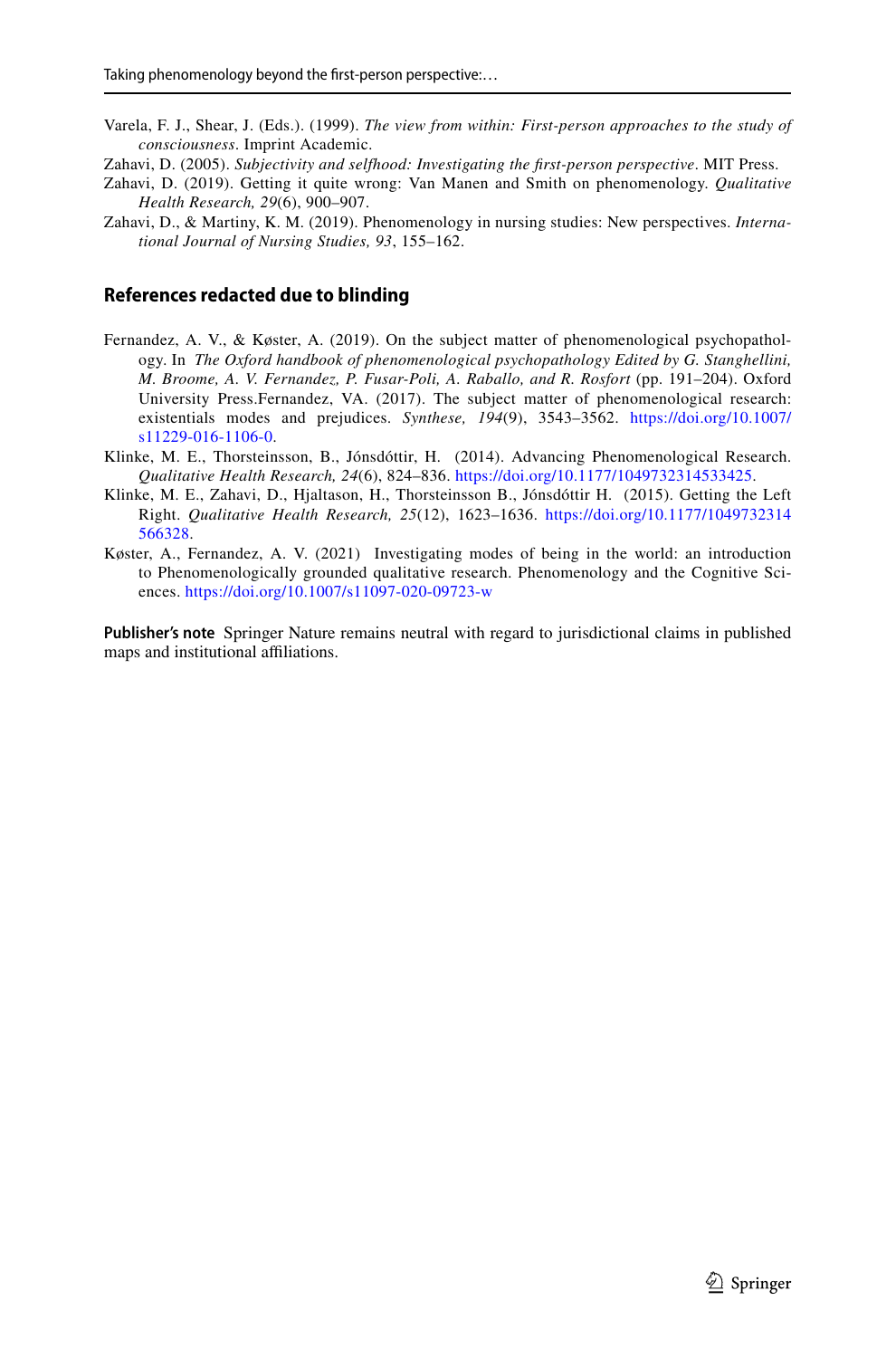Varela, F. J., Shear, J. (Eds.). (1999). *The view from within: First-person approaches to the study of consciousness*. Imprint Academic.

Zahavi, D. (2005). *Subjectivity and selfhood: Investigating the first-person perspective*. MIT Press.

Zahavi, D. (2019). Getting it quite wrong: Van Manen and Smith on phenomenology. *Qualitative Health Research, 29*(6), 900–907.

Zahavi, D., & Martiny, K. M. (2019). Phenomenology in nursing studies: New perspectives. *International Journal of Nursing Studies, 93*, 155–162.

## References redacted due to blinding

Fernandez, A. V., & Køster, A. (2019). On the subject matter of phenomenological psychopathology. In *The Oxford handbook of phenomenological psychopathology Edited by G. Stanghellini, M. Broome, A. V. Fernandez, P. Fusar-Poli, A. Raballo, and R. Rosfort* (pp. 191–204). Oxford University Press.Fernandez, VA. (2017). The subject matter of phenomenological research: existentials modes and prejudices. *Synthese, 194*(9), 3543–3562. https://doi.org/10.1007/s11229-016-1106-0.

Klinke, M. E., Thorsteinsson, B., Jónsdóttir, H. (2014). Advancing Phenomenological Research. *Qualitative Health Research, 24*(6), 824–836. https://doi.org/10.1177/1049732314533425.

Klinke, M. E., Zahavi, D., Hjaltason, H., Thorsteinsson B., Jónsdóttir H. (2015). Getting the Left Right. *Qualitative Health Research, 25*(12), 1623–1636. https://doi.org/10.1177/1049732314566328.

Køster, A., Fernandez, A. V. (2021) Investigating modes of being in the world: an introduction to Phenomenologically grounded qualitative research. Phenomenology and the Cognitive Sciences. https://doi.org/10.1007/s11097-020-09723-w

**Publisher's note** Springer Nature remains neutral with regard to jurisdictional claims in published maps and institutional affiliations.